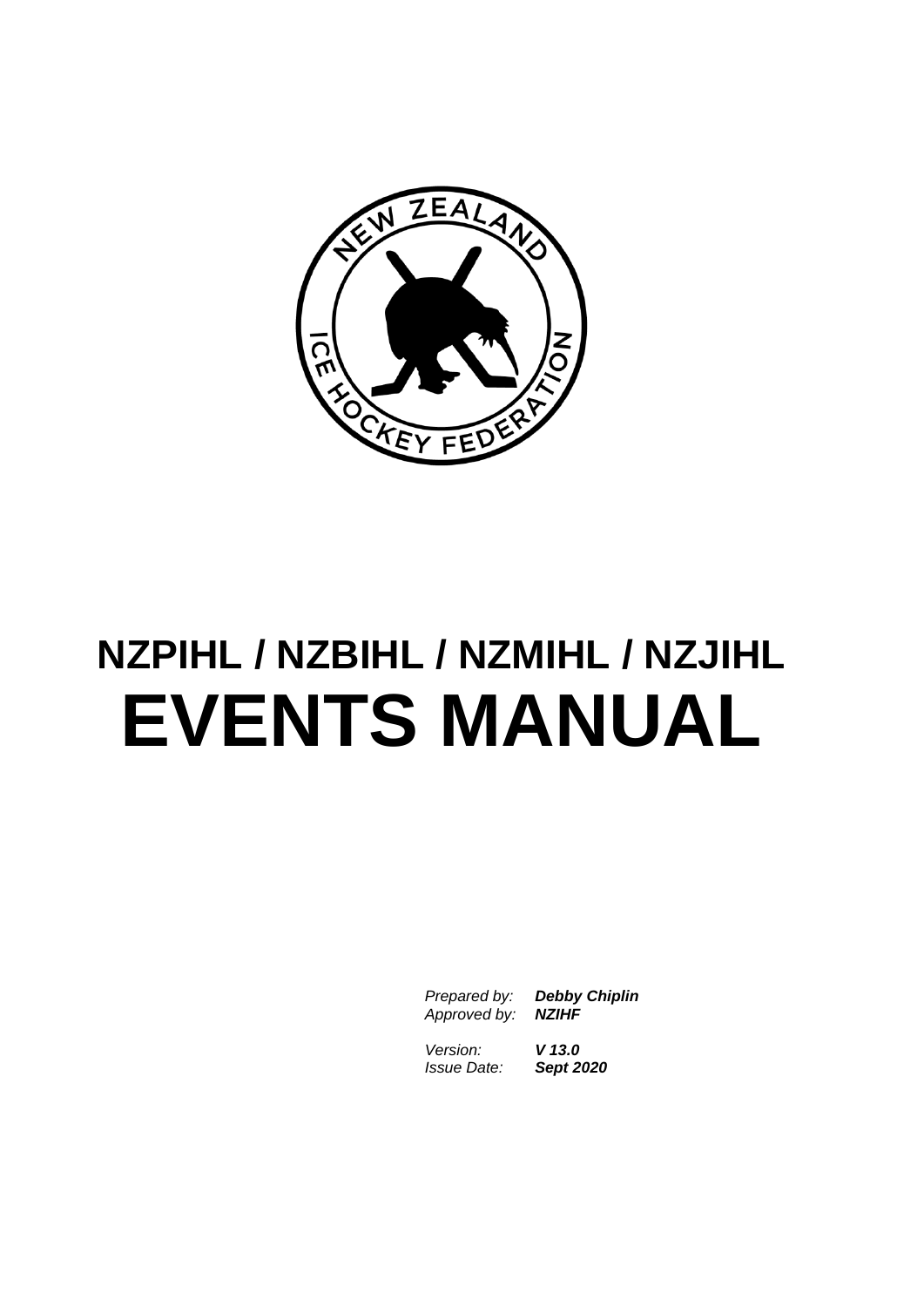# NZPIHL / NZBIHL / NZMIHL / NZJIHL

# EVENTS MANUAL

| | |
|---|---|
| *Prepared by:* | ***Debby Chiplin*** |
| *Approved by:* | ***NZIHF*** |
| *Version:* | ***V 13.0*** |
| *Issue Date:* | ***Sept 2020*** |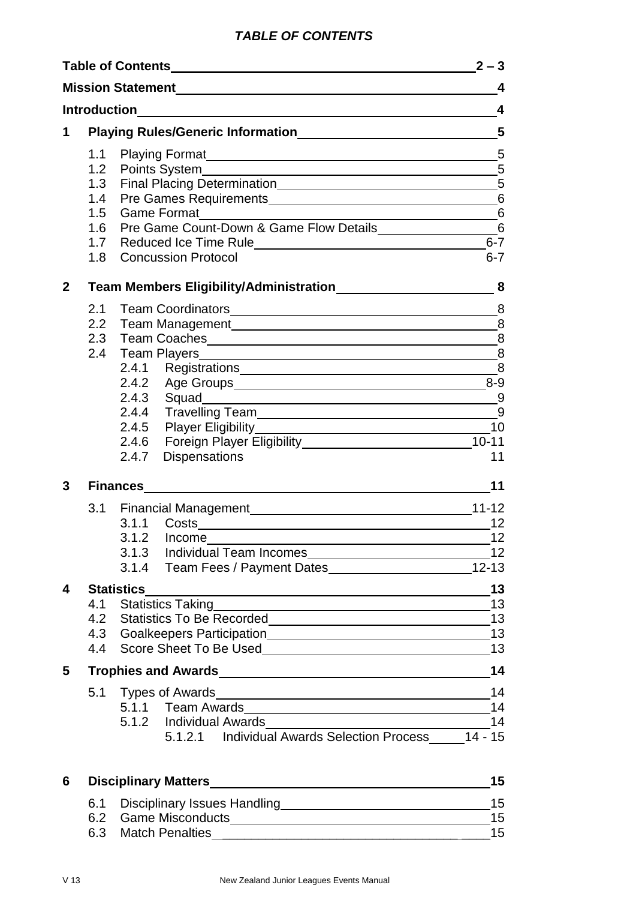# *TABLE OF CONTENTS*

| | | |
|---|---|---|
| **Table of Contents** | | **2 – 3** |
| **Mission Statement** | | **4** |
| **Introduction** | | **4** |
| **1** | **Playing Rules/Generic Information** | **5** |
| | 1.1 Playing Format | 5 |
| | 1.2 Points System | 5 |
| | 1.3 Final Placing Determination | 5 |
| | 1.4 Pre Games Requirements | 6 |
| | 1.5 Game Format | 6 |
| | 1.6 Pre Game Count-Down & Game Flow Details | 6 |
| | 1.7 Reduced Ice Time Rule | 6-7 |
| | 1.8 Concussion Protocol | 6-7 |
| **2** | **Team Members Eligibility/Administration** | **8** |
| | 2.1 Team Coordinators | 8 |
| | 2.2 Team Management | 8 |
| | 2.3 Team Coaches | 8 |
| | 2.4 Team Players | 8 |
| | 2.4.1 Registrations | 8 |
| | 2.4.2 Age Groups | 8-9 |
| | 2.4.3 Squad | 9 |
| | 2.4.4 Travelling Team | 9 |
| | 2.4.5 Player Eligibility | 10 |
| | 2.4.6 Foreign Player Eligibility | 10-11 |
| | 2.4.7 Dispensations | 11 |
| **3** | **Finances** | **11** |
| | 3.1 Financial Management | 11-12 |
| | 3.1.1 Costs | 12 |
| | 3.1.2 Income | 12 |
| | 3.1.3 Individual Team Incomes | 12 |
| | 3.1.4 Team Fees / Payment Dates | 12-13 |
| **4** | **Statistics** | **13** |
| | 4.1 Statistics Taking | 13 |
| | 4.2 Statistics To Be Recorded | 13 |
| | 4.3 Goalkeepers Participation | 13 |
| | 4.4 Score Sheet To Be Used | 13 |
| **5** | **Trophies and Awards** | **14** |
| | 5.1 Types of Awards | 14 |
| | 5.1.1 Team Awards | 14 |
| | 5.1.2 Individual Awards | 14 |
| | 5.1.2.1 Individual Awards Selection Process | 14 - 15 |
| **6** | **Disciplinary Matters** | **15** |
| | 6.1 Disciplinary Issues Handling | 15 |
| | 6.2 Game Misconducts | 15 |
| | 6.3 Match Penalties | 15 |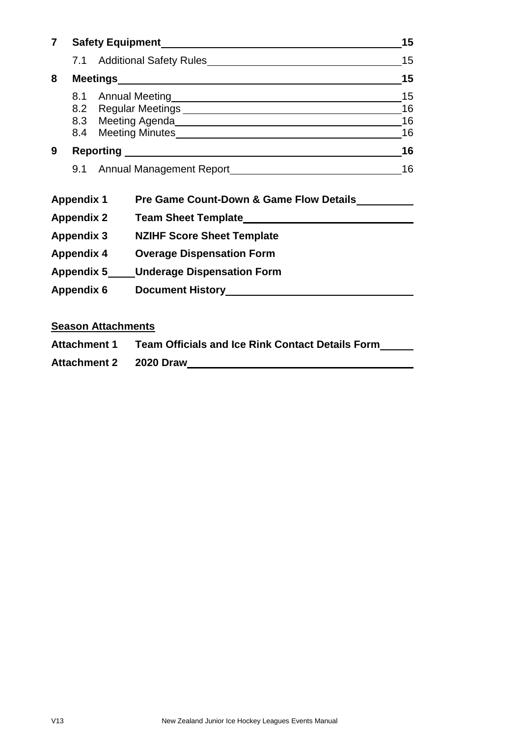**7 Safety Equipment** **15**

7.1 Additional Safety Rules 15

**8 Meetings** **15**

8.1 Annual Meeting 15
8.2 Regular Meetings 16
8.3 Meeting Agenda 16
8.4 Meeting Minutes 16

**9 Reporting** **16**

9.1 Annual Management Report 16

**Appendix 1** **Pre Game Count-Down & Game Flow Details**

**Appendix 2** **Team Sheet Template**

**Appendix 3** **NZIHF Score Sheet Template**

**Appendix 4** **Overage Dispensation Form**

**Appendix 5** **Underage Dispensation Form**

**Appendix 6** **Document History**

**Season Attachments**

**Attachment 1** **Team Officials and Ice Rink Contact Details Form**

**Attachment 2** **2020 Draw**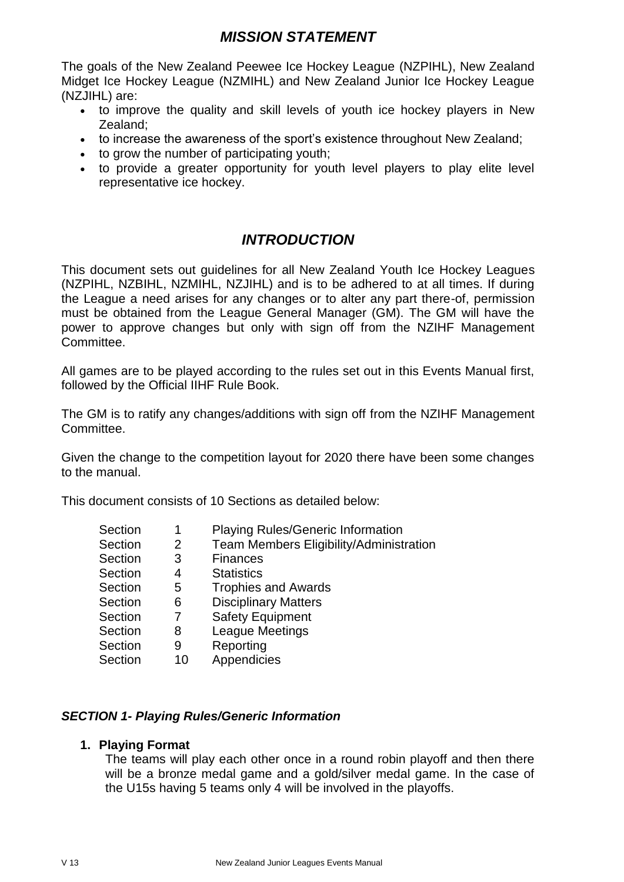## *MISSION STATEMENT*

The goals of the New Zealand Peewee Ice Hockey League (NZPIHL), New Zealand Midget Ice Hockey League (NZMIHL) and New Zealand Junior Ice Hockey League (NZJIHL) are:

- to improve the quality and skill levels of youth ice hockey players in New Zealand;
- to increase the awareness of the sport's existence throughout New Zealand;
- to grow the number of participating youth;
- to provide a greater opportunity for youth level players to play elite level representative ice hockey.

## *INTRODUCTION*

This document sets out guidelines for all New Zealand Youth Ice Hockey Leagues (NZPIHL, NZBIHL, NZMIHL, NZJIHL) and is to be adhered to at all times. If during the League a need arises for any changes or to alter any part there-of, permission must be obtained from the League General Manager (GM). The GM will have the power to approve changes but only with sign off from the NZIHF Management Committee.

All games are to be played according to the rules set out in this Events Manual first, followed by the Official IIHF Rule Book.

The GM is to ratify any changes/additions with sign off from the NZIHF Management Committee.

Given the change to the competition layout for 2020 there have been some changes to the manual.

This document consists of 10 Sections as detailed below:

| | | |
|---|---|---|
| Section | 1 | Playing Rules/Generic Information |
| Section | 2 | Team Members Eligibility/Administration |
| Section | 3 | Finances |
| Section | 4 | Statistics |
| Section | 5 | Trophies and Awards |
| Section | 6 | Disciplinary Matters |
| Section | 7 | Safety Equipment |
| Section | 8 | League Meetings |
| Section | 9 | Reporting |
| Section | 10 | Appendicies |

### *SECTION 1- Playing Rules/Generic Information*

**1. Playing Format**

The teams will play each other once in a round robin playoff and then there will be a bronze medal game and a gold/silver medal game. In the case of the U15s having 5 teams only 4 will be involved in the playoffs.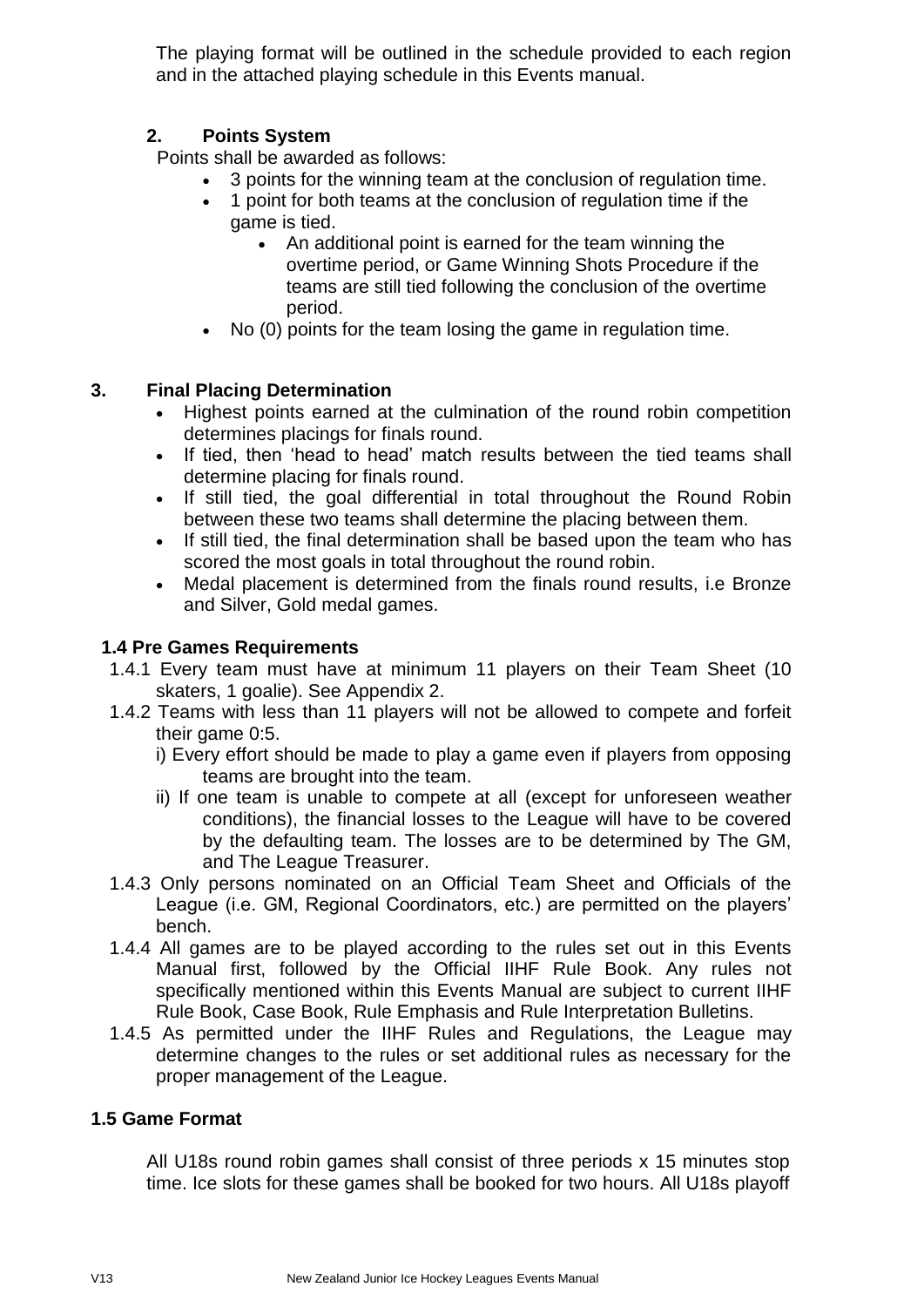The playing format will be outlined in the schedule provided to each region and in the attached playing schedule in this Events manual.

### 2. Points System

Points shall be awarded as follows:

- 3 points for the winning team at the conclusion of regulation time.
- 1 point for both teams at the conclusion of regulation time if the game is tied.
    - An additional point is earned for the team winning the overtime period, or Game Winning Shots Procedure if the teams are still tied following the conclusion of the overtime period.
- No (0) points for the team losing the game in regulation time.

### 3. Final Placing Determination

- Highest points earned at the culmination of the round robin competition determines placings for finals round.
- If tied, then 'head to head' match results between the tied teams shall determine placing for finals round.
- If still tied, the goal differential in total throughout the Round Robin between these two teams shall determine the placing between them.
- If still tied, the final determination shall be based upon the team who has scored the most goals in total throughout the round robin.
- Medal placement is determined from the finals round results, i.e Bronze and Silver, Gold medal games.

### 1.4 Pre Games Requirements

1.4.1 Every team must have at minimum 11 players on their Team Sheet (10 skaters, 1 goalie). See Appendix 2.

1.4.2 Teams with less than 11 players will not be allowed to compete and forfeit their game 0:5.

i) Every effort should be made to play a game even if players from opposing teams are brought into the team.

ii) If one team is unable to compete at all (except for unforeseen weather conditions), the financial losses to the League will have to be covered by the defaulting team. The losses are to be determined by The GM, and The League Treasurer.

1.4.3 Only persons nominated on an Official Team Sheet and Officials of the League (i.e. GM, Regional Coordinators, etc.) are permitted on the players' bench.

1.4.4 All games are to be played according to the rules set out in this Events Manual first, followed by the Official IIHF Rule Book. Any rules not specifically mentioned within this Events Manual are subject to current IIHF Rule Book, Case Book, Rule Emphasis and Rule Interpretation Bulletins.

1.4.5 As permitted under the IIHF Rules and Regulations, the League may determine changes to the rules or set additional rules as necessary for the proper management of the League.

### 1.5 Game Format

All U18s round robin games shall consist of three periods x 15 minutes stop time. Ice slots for these games shall be booked for two hours. All U18s playoff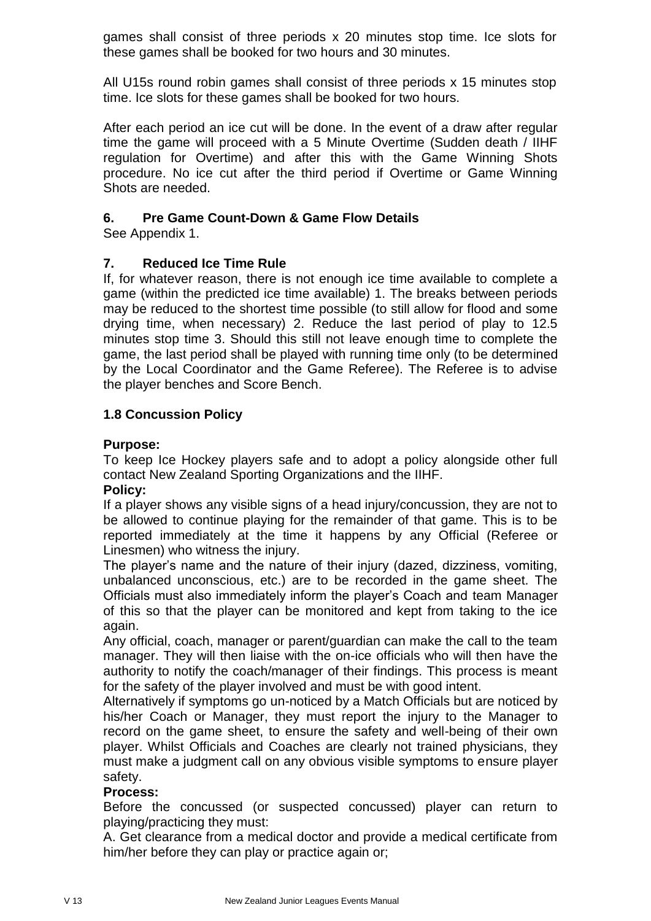games shall consist of three periods x 20 minutes stop time. Ice slots for these games shall be booked for two hours and 30 minutes.

All U15s round robin games shall consist of three periods x 15 minutes stop time. Ice slots for these games shall be booked for two hours.

After each period an ice cut will be done. In the event of a draw after regular time the game will proceed with a 5 Minute Overtime (Sudden death / IIHF regulation for Overtime) and after this with the Game Winning Shots procedure. No ice cut after the third period if Overtime or Game Winning Shots are needed.

### 6. Pre Game Count-Down & Game Flow Details

See Appendix 1.

### 7. Reduced Ice Time Rule

If, for whatever reason, there is not enough ice time available to complete a game (within the predicted ice time available) 1. The breaks between periods may be reduced to the shortest time possible (to still allow for flood and some drying time, when necessary) 2. Reduce the last period of play to 12.5 minutes stop time 3. Should this still not leave enough time to complete the game, the last period shall be played with running time only (to be determined by the Local Coordinator and the Game Referee). The Referee is to advise the player benches and Score Bench.

### 1.8 Concussion Policy

**Purpose:**

To keep Ice Hockey players safe and to adopt a policy alongside other full contact New Zealand Sporting Organizations and the IIHF.

**Policy:**

If a player shows any visible signs of a head injury/concussion, they are not to be allowed to continue playing for the remainder of that game. This is to be reported immediately at the time it happens by any Official (Referee or Linesmen) who witness the injury.

The player's name and the nature of their injury (dazed, dizziness, vomiting, unbalanced unconscious, etc.) are to be recorded in the game sheet. The Officials must also immediately inform the player's Coach and team Manager of this so that the player can be monitored and kept from taking to the ice again.

Any official, coach, manager or parent/guardian can make the call to the team manager. They will then liaise with the on-ice officials who will then have the authority to notify the coach/manager of their findings. This process is meant for the safety of the player involved and must be with good intent.

Alternatively if symptoms go un-noticed by a Match Officials but are noticed by his/her Coach or Manager, they must report the injury to the Manager to record on the game sheet, to ensure the safety and well-being of their own player. Whilst Officials and Coaches are clearly not trained physicians, they must make a judgment call on any obvious visible symptoms to ensure player safety.

**Process:**

Before the concussed (or suspected concussed) player can return to playing/practicing they must:

A. Get clearance from a medical doctor and provide a medical certificate from him/her before they can play or practice again or;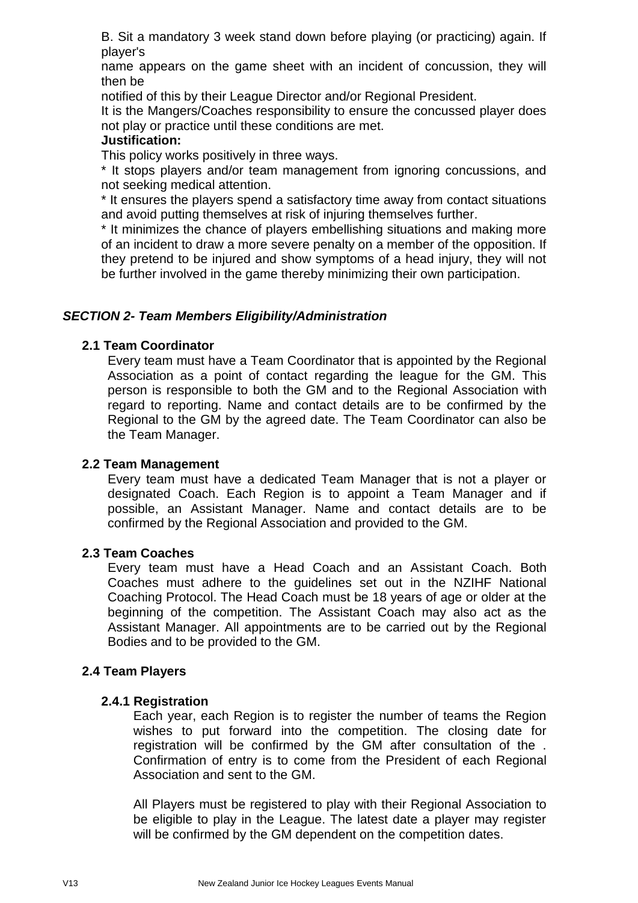B. Sit a mandatory 3 week stand down before playing (or practicing) again. If player's name appears on the game sheet with an incident of concussion, they will then be notified of this by their League Director and/or Regional President.

It is the Mangers/Coaches responsibility to ensure the concussed player does not play or practice until these conditions are met.

**Justification:**

This policy works positively in three ways.

* It stops players and/or team management from ignoring concussions, and not seeking medical attention.

* It ensures the players spend a satisfactory time away from contact situations and avoid putting themselves at risk of injuring themselves further.

* It minimizes the chance of players embellishing situations and making more of an incident to draw a more severe penalty on a member of the opposition. If they pretend to be injured and show symptoms of a head injury, they will not be further involved in the game thereby minimizing their own participation.

## *SECTION 2- Team Members Eligibility/Administration*

### 2.1 Team Coordinator

Every team must have a Team Coordinator that is appointed by the Regional Association as a point of contact regarding the league for the GM. This person is responsible to both the GM and to the Regional Association with regard to reporting. Name and contact details are to be confirmed by the Regional to the GM by the agreed date. The Team Coordinator can also be the Team Manager.

### 2.2 Team Management

Every team must have a dedicated Team Manager that is not a player or designated Coach. Each Region is to appoint a Team Manager and if possible, an Assistant Manager. Name and contact details are to be confirmed by the Regional Association and provided to the GM.

### 2.3 Team Coaches

Every team must have a Head Coach and an Assistant Coach. Both Coaches must adhere to the guidelines set out in the NZIHF National Coaching Protocol. The Head Coach must be 18 years of age or older at the beginning of the competition. The Assistant Coach may also act as the Assistant Manager. All appointments are to be carried out by the Regional Bodies and to be provided to the GM.

### 2.4 Team Players

#### 2.4.1 Registration

Each year, each Region is to register the number of teams the Region wishes to put forward into the competition. The closing date for registration will be confirmed by the GM after consultation of the . Confirmation of entry is to come from the President of each Regional Association and sent to the GM.

All Players must be registered to play with their Regional Association to be eligible to play in the League. The latest date a player may register will be confirmed by the GM dependent on the competition dates.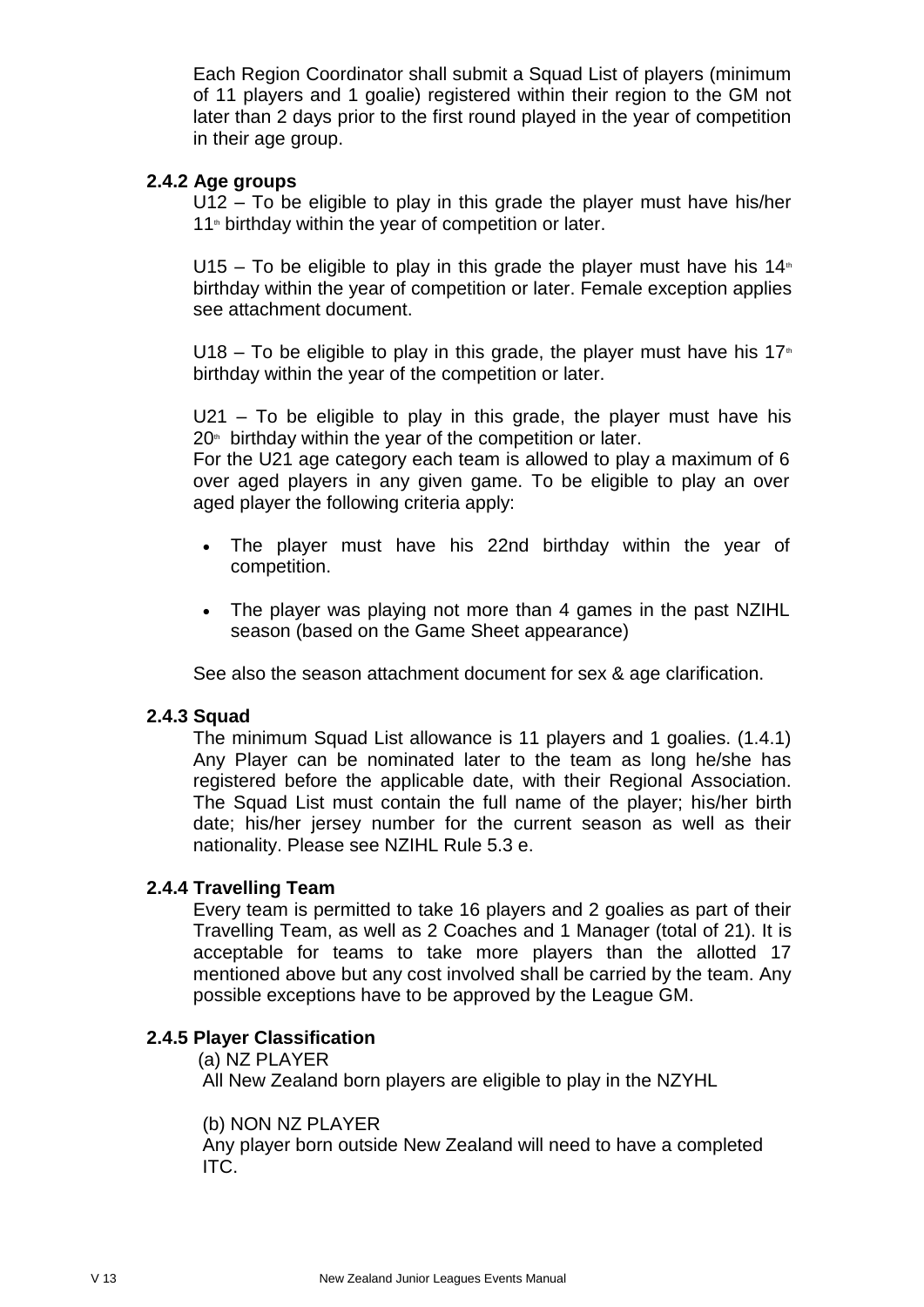Each Region Coordinator shall submit a Squad List of players (minimum of 11 players and 1 goalie) registered within their region to the GM not later than 2 days prior to the first round played in the year of competition in their age group.

### 2.4.2 Age groups

U12 – To be eligible to play in this grade the player must have his/her 11th birthday within the year of competition or later.

U15 – To be eligible to play in this grade the player must have his 14th birthday within the year of competition or later. Female exception applies see attachment document.

U18 – To be eligible to play in this grade, the player must have his 17th birthday within the year of the competition or later.

U21 – To be eligible to play in this grade, the player must have his 20th birthday within the year of the competition or later.
For the U21 age category each team is allowed to play a maximum of 6 over aged players in any given game. To be eligible to play an over aged player the following criteria apply:

- The player must have his 22nd birthday within the year of competition.
- The player was playing not more than 4 games in the past NZIHL season (based on the Game Sheet appearance)

See also the season attachment document for sex & age clarification.

### 2.4.3 Squad

The minimum Squad List allowance is 11 players and 1 goalies. (1.4.1) Any Player can be nominated later to the team as long he/she has registered before the applicable date, with their Regional Association. The Squad List must contain the full name of the player; his/her birth date; his/her jersey number for the current season as well as their nationality. Please see NZIHL Rule 5.3 e.

### 2.4.4 Travelling Team

Every team is permitted to take 16 players and 2 goalies as part of their Travelling Team, as well as 2 Coaches and 1 Manager (total of 21). It is acceptable for teams to take more players than the allotted 17 mentioned above but any cost involved shall be carried by the team. Any possible exceptions have to be approved by the League GM.

### 2.4.5 Player Classification

(a) NZ PLAYER
All New Zealand born players are eligible to play in the NZYHL

(b) NON NZ PLAYER
Any player born outside New Zealand will need to have a completed ITC.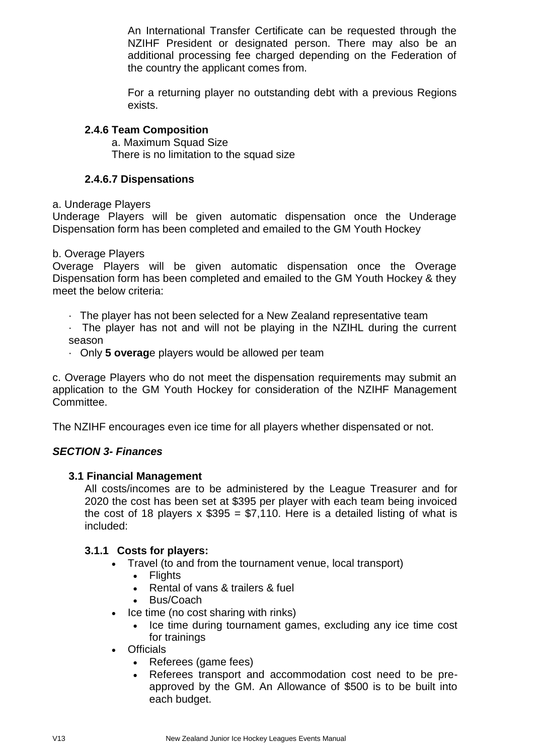An International Transfer Certificate can be requested through the NZIHF President or designated person. There may also be an additional processing fee charged depending on the Federation of the country the applicant comes from.

For a returning player no outstanding debt with a previous Regions exists.

### 2.4.6 Team Composition

a. Maximum Squad Size
There is no limitation to the squad size

### 2.4.6.7 Dispensations

a. Underage Players
Underage Players will be given automatic dispensation once the Underage Dispensation form has been completed and emailed to the GM Youth Hockey

b. Overage Players
Overage Players will be given automatic dispensation once the Overage Dispensation form has been completed and emailed to the GM Youth Hockey & they meet the below criteria:

- The player has not been selected for a New Zealand representative team
- The player has not and will not be playing in the NZIHL during the current season
- Only **5 overag**e players would be allowed per team

c. Overage Players who do not meet the dispensation requirements may submit an application to the GM Youth Hockey for consideration of the NZIHF Management Committee.

The NZIHF encourages even ice time for all players whether dispensated or not.

## *SECTION 3- Finances*

### 3.1 Financial Management

All costs/incomes are to be administered by the League Treasurer and for 2020 the cost has been set at $395 per player with each team being invoiced the cost of 18 players x $395 = $7,110. Here is a detailed listing of what is included:

#### 3.1.1 Costs for players:

- Travel (to and from the tournament venue, local transport)
  - Flights
  - Rental of vans & trailers & fuel
  - Bus/Coach
- Ice time (no cost sharing with rinks)
  - Ice time during tournament games, excluding any ice time cost for trainings
- Officials
  - Referees (game fees)
  - Referees transport and accommodation cost need to be pre-approved by the GM. An Allowance of $500 is to be built into each budget.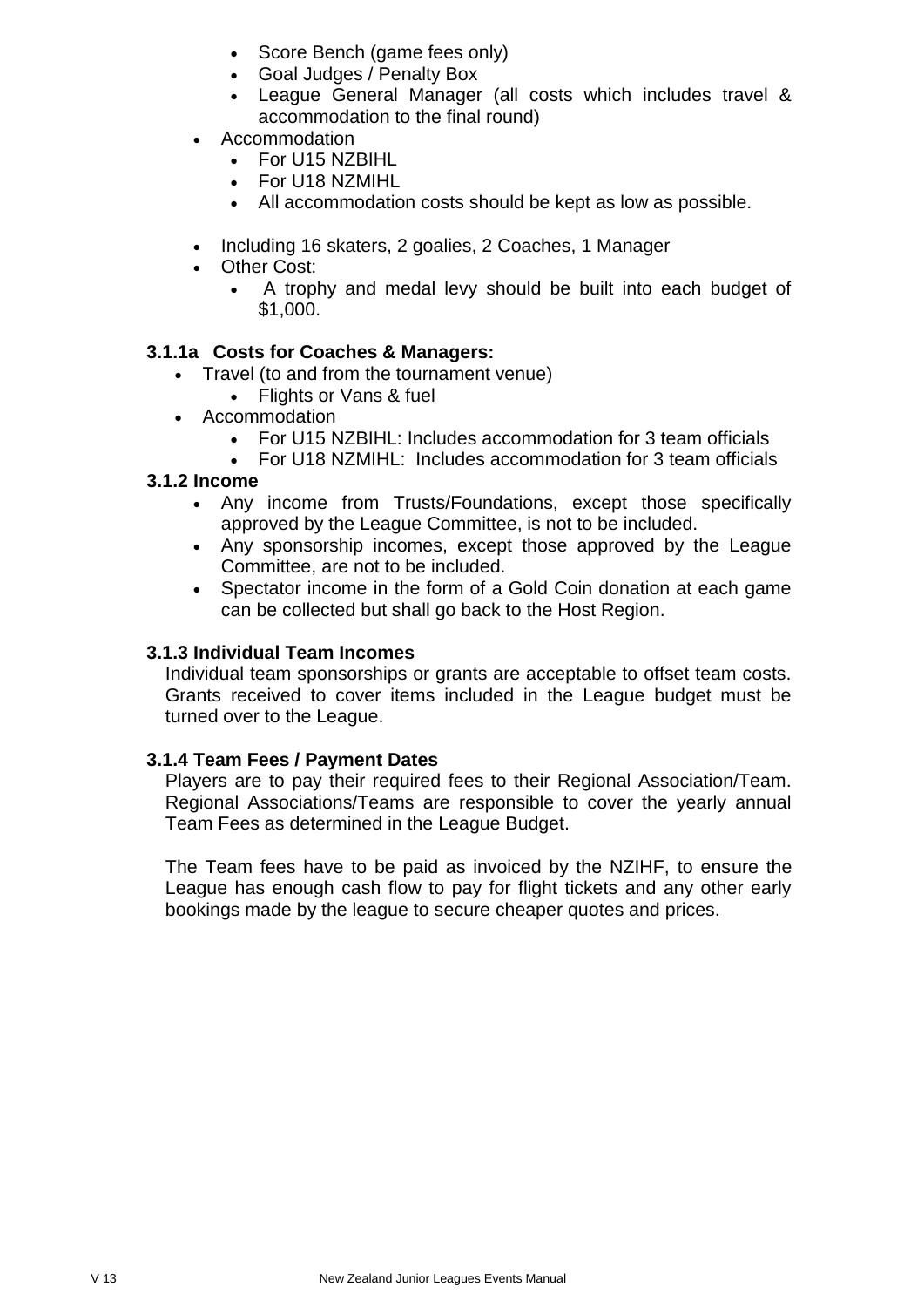- Score Bench (game fees only)
  - Goal Judges / Penalty Box
  - League General Manager (all costs which includes travel & accommodation to the final round)
- Accommodation
  - For U15 NZBIHL
  - For U18 NZMIHL
  - All accommodation costs should be kept as low as possible.

- Including 16 skaters, 2 goalies, 2 Coaches, 1 Manager
- Other Cost:
  - A trophy and medal levy should be built into each budget of $1,000.

**3.1.1a Costs for Coaches & Managers:**

- Travel (to and from the tournament venue)
  - Flights or Vans & fuel
- Accommodation
  - For U15 NZBIHL: Includes accommodation for 3 team officials
  - For U18 NZMIHL: Includes accommodation for 3 team officials

**3.1.2 Income**

- Any income from Trusts/Foundations, except those specifically approved by the League Committee, is not to be included.
- Any sponsorship incomes, except those approved by the League Committee, are not to be included.
- Spectator income in the form of a Gold Coin donation at each game can be collected but shall go back to the Host Region.

**3.1.3 Individual Team Incomes**

Individual team sponsorships or grants are acceptable to offset team costs. Grants received to cover items included in the League budget must be turned over to the League.

**3.1.4 Team Fees / Payment Dates**

Players are to pay their required fees to their Regional Association/Team. Regional Associations/Teams are responsible to cover the yearly annual Team Fees as determined in the League Budget.

The Team fees have to be paid as invoiced by the NZIHF, to ensure the League has enough cash flow to pay for flight tickets and any other early bookings made by the league to secure cheaper quotes and prices.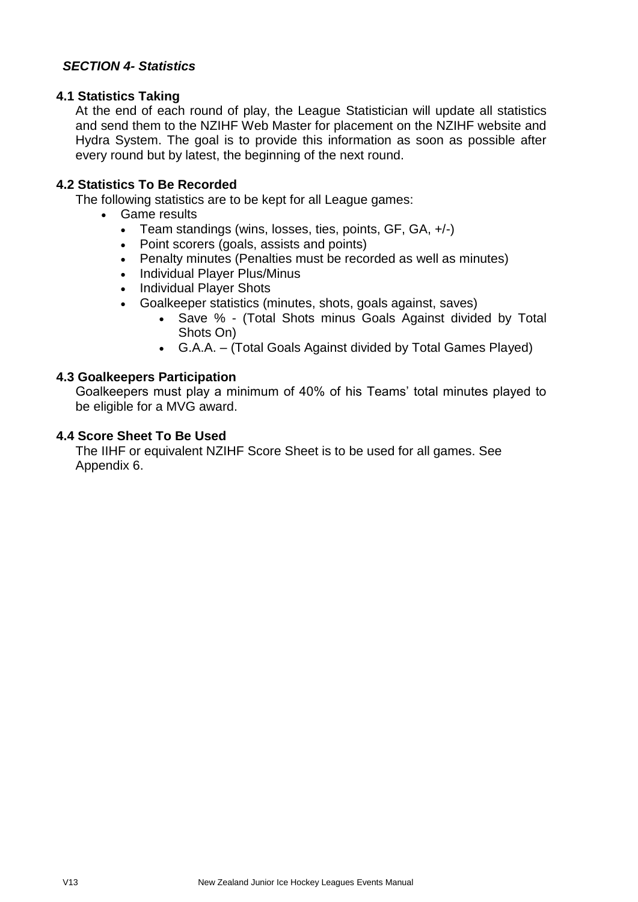## *SECTION 4- Statistics*

### 4.1 Statistics Taking

At the end of each round of play, the League Statistician will update all statistics and send them to the NZIHF Web Master for placement on the NZIHF website and Hydra System. The goal is to provide this information as soon as possible after every round but by latest, the beginning of the next round.

### 4.2 Statistics To Be Recorded

The following statistics are to be kept for all League games:

- Game results
  - Team standings (wins, losses, ties, points, GF, GA, +/-)
  - Point scorers (goals, assists and points)
  - Penalty minutes (Penalties must be recorded as well as minutes)
  - Individual Player Plus/Minus
  - Individual Player Shots
  - Goalkeeper statistics (minutes, shots, goals against, saves)
    - Save % - (Total Shots minus Goals Against divided by Total Shots On)
    - G.A.A. – (Total Goals Against divided by Total Games Played)

### 4.3 Goalkeepers Participation

Goalkeepers must play a minimum of 40% of his Teams' total minutes played to be eligible for a MVG award.

### 4.4 Score Sheet To Be Used

The IIHF or equivalent NZIHF Score Sheet is to be used for all games. See Appendix 6.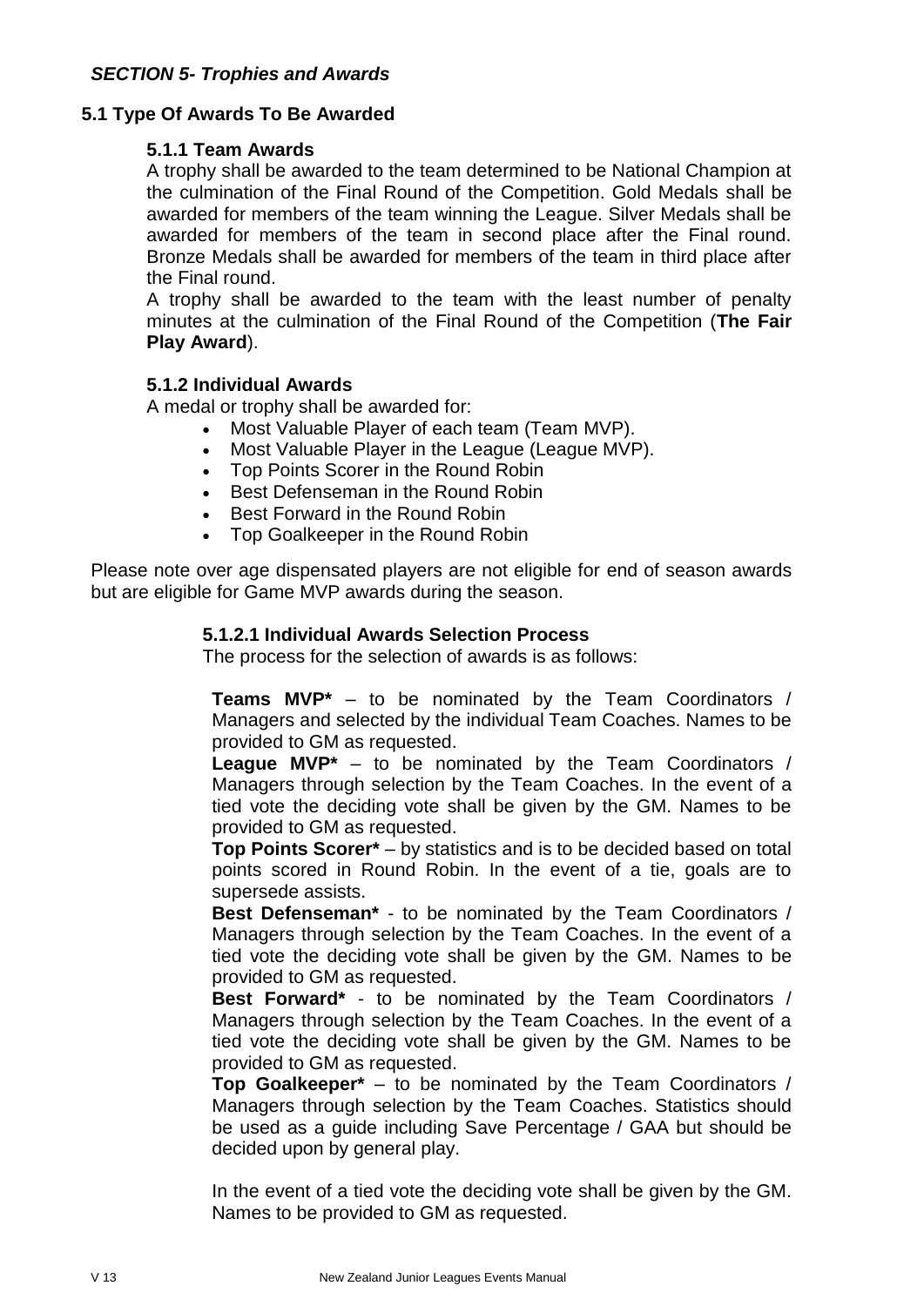## *SECTION 5- Trophies and Awards*

### 5.1 Type Of Awards To Be Awarded

#### 5.1.1 Team Awards

A trophy shall be awarded to the team determined to be National Champion at the culmination of the Final Round of the Competition. Gold Medals shall be awarded for members of the team winning the League. Silver Medals shall be awarded for members of the team in second place after the Final round. Bronze Medals shall be awarded for members of the team in third place after the Final round.

A trophy shall be awarded to the team with the least number of penalty minutes at the culmination of the Final Round of the Competition (**The Fair Play Award**).

#### 5.1.2 Individual Awards

A medal or trophy shall be awarded for:

- Most Valuable Player of each team (Team MVP).
- Most Valuable Player in the League (League MVP).
- Top Points Scorer in the Round Robin
- Best Defenseman in the Round Robin
- Best Forward in the Round Robin
- Top Goalkeeper in the Round Robin

Please note over age dispensated players are not eligible for end of season awards but are eligible for Game MVP awards during the season.

##### 5.1.2.1 Individual Awards Selection Process

The process for the selection of awards is as follows:

**Teams MVP*** – to be nominated by the Team Coordinators / Managers and selected by the individual Team Coaches. Names to be provided to GM as requested.

**League MVP*** – to be nominated by the Team Coordinators / Managers through selection by the Team Coaches. In the event of a tied vote the deciding vote shall be given by the GM. Names to be provided to GM as requested.

**Top Points Scorer*** – by statistics and is to be decided based on total points scored in Round Robin. In the event of a tie, goals are to supersede assists.

**Best Defenseman*** - to be nominated by the Team Coordinators / Managers through selection by the Team Coaches. In the event of a tied vote the deciding vote shall be given by the GM. Names to be provided to GM as requested.

**Best Forward*** - to be nominated by the Team Coordinators / Managers through selection by the Team Coaches. In the event of a tied vote the deciding vote shall be given by the GM. Names to be provided to GM as requested.

**Top Goalkeeper*** – to be nominated by the Team Coordinators / Managers through selection by the Team Coaches. Statistics should be used as a guide including Save Percentage / GAA but should be decided upon by general play.

In the event of a tied vote the deciding vote shall be given by the GM. Names to be provided to GM as requested.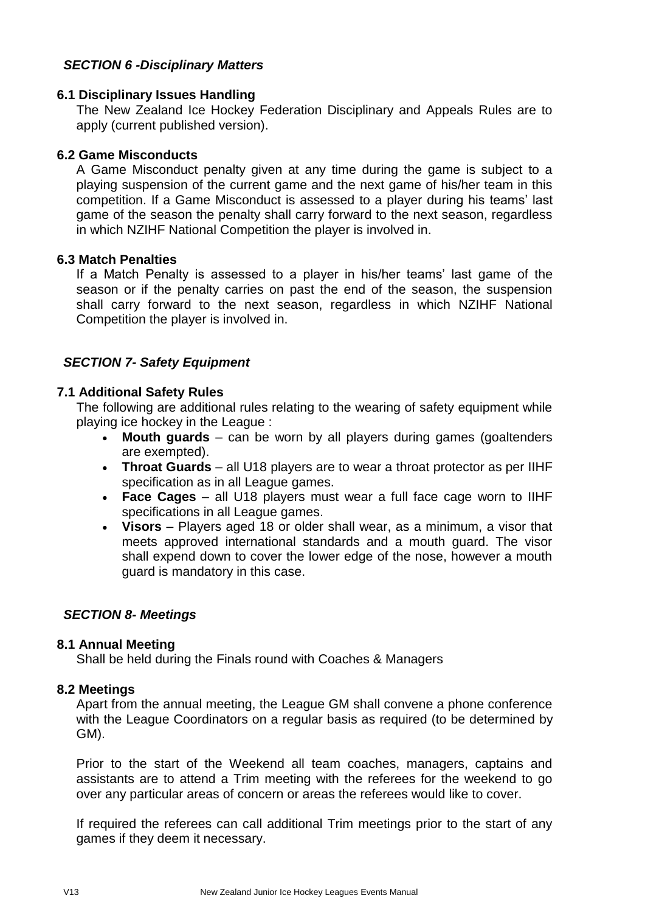## *SECTION 6 -Disciplinary Matters*

### 6.1 Disciplinary Issues Handling

The New Zealand Ice Hockey Federation Disciplinary and Appeals Rules are to apply (current published version).

### 6.2 Game Misconducts

A Game Misconduct penalty given at any time during the game is subject to a playing suspension of the current game and the next game of his/her team in this competition. If a Game Misconduct is assessed to a player during his teams' last game of the season the penalty shall carry forward to the next season, regardless in which NZIHF National Competition the player is involved in.

### 6.3 Match Penalties

If a Match Penalty is assessed to a player in his/her teams' last game of the season or if the penalty carries on past the end of the season, the suspension shall carry forward to the next season, regardless in which NZIHF National Competition the player is involved in.

## *SECTION 7- Safety Equipment*

### 7.1 Additional Safety Rules

The following are additional rules relating to the wearing of safety equipment while playing ice hockey in the League :

- **Mouth guards** – can be worn by all players during games (goaltenders are exempted).
- **Throat Guards** – all U18 players are to wear a throat protector as per IIHF specification as in all League games.
- **Face Cages** – all U18 players must wear a full face cage worn to IIHF specifications in all League games.
- **Visors** – Players aged 18 or older shall wear, as a minimum, a visor that meets approved international standards and a mouth guard. The visor shall expend down to cover the lower edge of the nose, however a mouth guard is mandatory in this case.

## *SECTION 8- Meetings*

### 8.1 Annual Meeting

Shall be held during the Finals round with Coaches & Managers

### 8.2 Meetings

Apart from the annual meeting, the League GM shall convene a phone conference with the League Coordinators on a regular basis as required (to be determined by GM).

Prior to the start of the Weekend all team coaches, managers, captains and assistants are to attend a Trim meeting with the referees for the weekend to go over any particular areas of concern or areas the referees would like to cover.

If required the referees can call additional Trim meetings prior to the start of any games if they deem it necessary.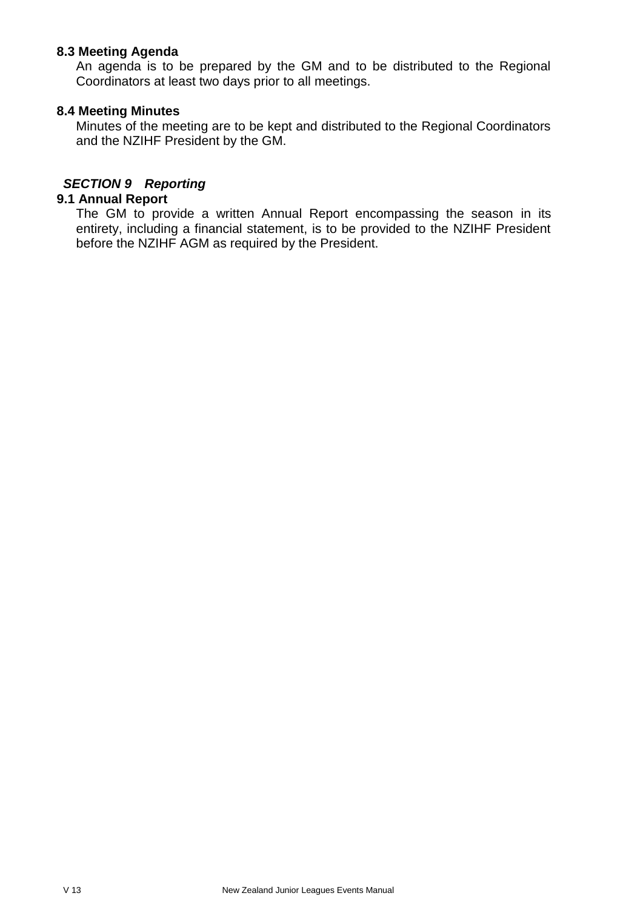### 8.3 Meeting Agenda

An agenda is to be prepared by the GM and to be distributed to the Regional Coordinators at least two days prior to all meetings.

### 8.4 Meeting Minutes

Minutes of the meeting are to be kept and distributed to the Regional Coordinators and the NZIHF President by the GM.

## *SECTION 9 Reporting*

### 9.1 Annual Report

The GM to provide a written Annual Report encompassing the season in its entirety, including a financial statement, is to be provided to the NZIHF President before the NZIHF AGM as required by the President.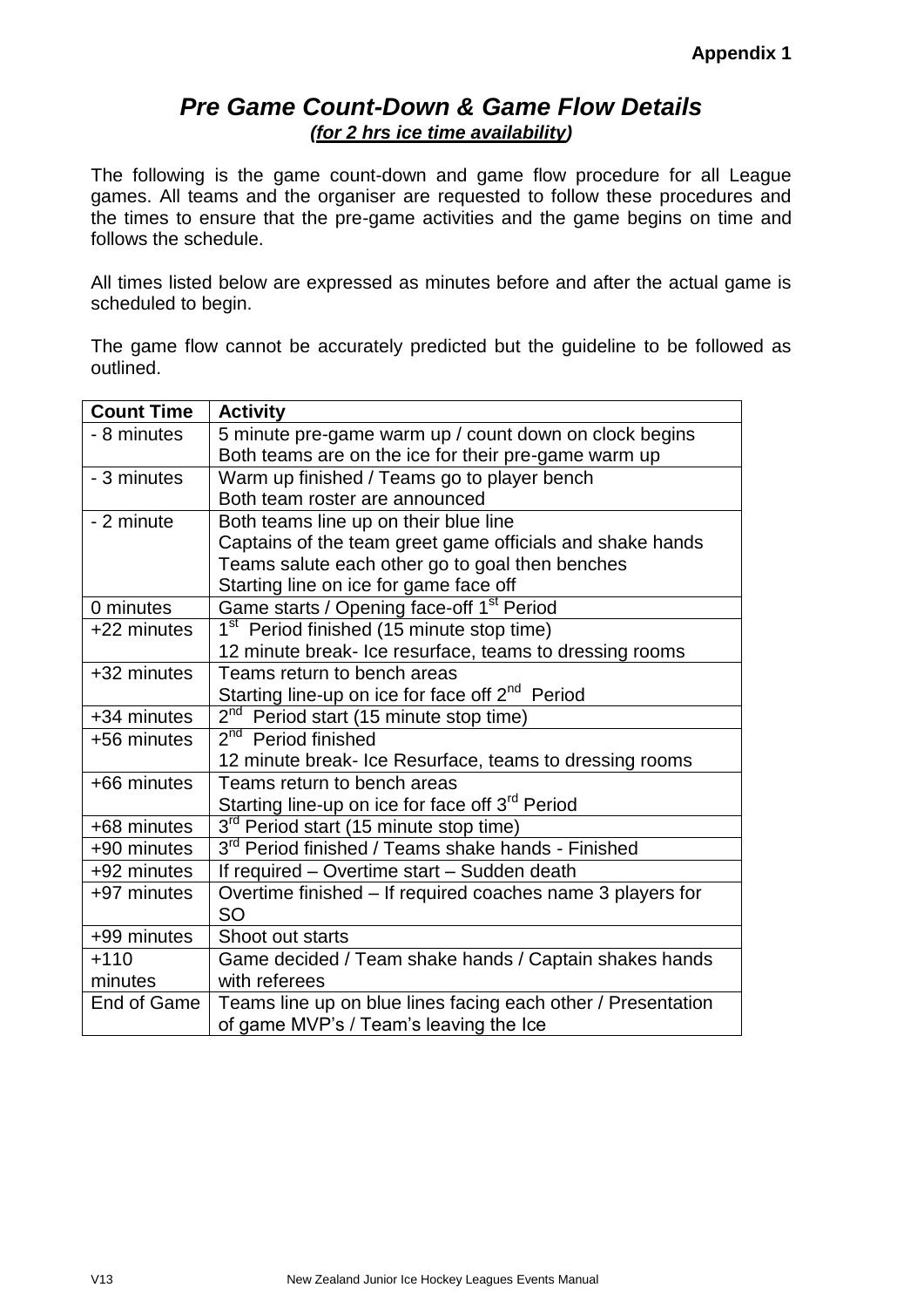**Appendix 1**

## *Pre Game Count-Down & Game Flow Details*

***(for 2 hrs ice time availability)***

The following is the game count-down and game flow procedure for all League games. All teams and the organiser are requested to follow these procedures and the times to ensure that the pre-game activities and the game begins on time and follows the schedule.

All times listed below are expressed as minutes before and after the actual game is scheduled to begin.

The game flow cannot be accurately predicted but the guideline to be followed as outlined.

| Count Time | Activity |
|---|---|
| - 8 minutes | 5 minute pre-game warm up / count down on clock begins<br>Both teams are on the ice for their pre-game warm up |
| - 3 minutes | Warm up finished / Teams go to player bench<br>Both team roster are announced |
| - 2 minute | Both teams line up on their blue line<br>Captains of the team greet game officials and shake hands<br>Teams salute each other go to goal then benches<br>Starting line on ice for game face off |
| 0 minutes | Game starts / Opening face-off 1st Period |
| +22 minutes | 1st Period finished (15 minute stop time)<br>12 minute break- Ice resurface, teams to dressing rooms |
| +32 minutes | Teams return to bench areas<br>Starting line-up on ice for face off 2nd Period |
| +34 minutes | 2nd Period start (15 minute stop time) |
| +56 minutes | 2nd Period finished<br>12 minute break- Ice Resurface, teams to dressing rooms |
| +66 minutes | Teams return to bench areas<br>Starting line-up on ice for face off 3rd Period |
| +68 minutes | 3rd Period start (15 minute stop time) |
| +90 minutes | 3rd Period finished / Teams shake hands - Finished |
| +92 minutes | If required – Overtime start – Sudden death |
| +97 minutes | Overtime finished – If required coaches name 3 players for SO |
| +99 minutes | Shoot out starts |
| +110 minutes | Game decided / Team shake hands / Captain shakes hands with referees |
| End of Game | Teams line up on blue lines facing each other / Presentation of game MVP's / Team's leaving the Ice |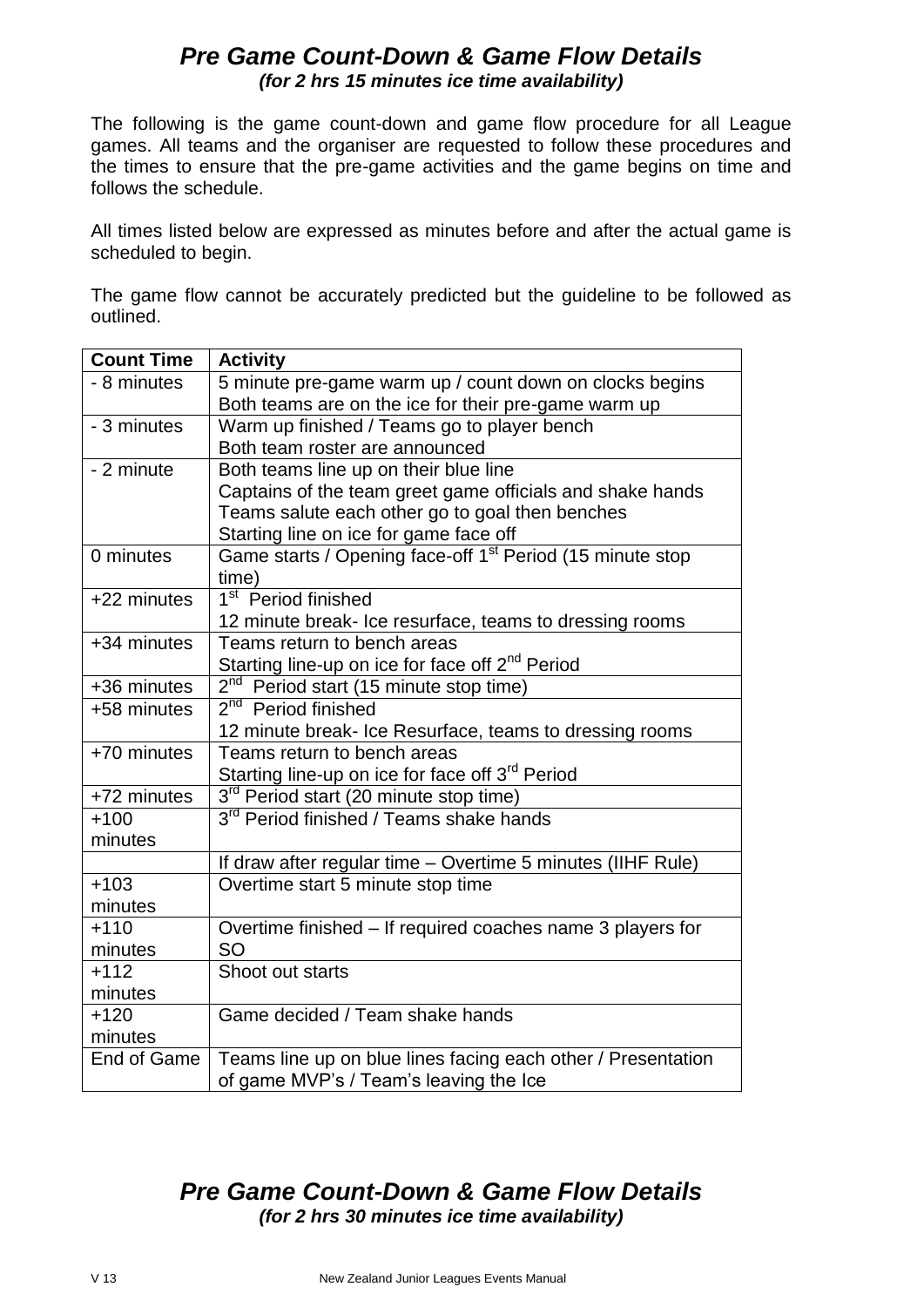## *Pre Game Count-Down & Game Flow Details*
### *(for 2 hrs 15 minutes ice time availability)*

The following is the game count-down and game flow procedure for all League games. All teams and the organiser are requested to follow these procedures and the times to ensure that the pre-game activities and the game begins on time and follows the schedule.

All times listed below are expressed as minutes before and after the actual game is scheduled to begin.

The game flow cannot be accurately predicted but the guideline to be followed as outlined.

| Count Time | Activity |
| --- | --- |
| - 8 minutes | 5 minute pre-game warm up / count down on clocks begins<br>Both teams are on the ice for their pre-game warm up |
| - 3 minutes | Warm up finished / Teams go to player bench<br>Both team roster are announced |
| - 2 minute | Both teams line up on their blue line<br>Captains of the team greet game officials and shake hands<br>Teams salute each other go to goal then benches<br>Starting line on ice for game face off |
| 0 minutes | Game starts / Opening face-off 1st Period (15 minute stop time) |
| +22 minutes | 1st Period finished<br>12 minute break- Ice resurface, teams to dressing rooms |
| +34 minutes | Teams return to bench areas<br>Starting line-up on ice for face off 2nd Period |
| +36 minutes | 2nd Period start (15 minute stop time) |
| +58 minutes | 2nd Period finished<br>12 minute break- Ice Resurface, teams to dressing rooms |
| +70 minutes | Teams return to bench areas<br>Starting line-up on ice for face off 3rd Period |
| +72 minutes | 3rd Period start (20 minute stop time) |
| +100 minutes | 3rd Period finished / Teams shake hands |
| | If draw after regular time – Overtime 5 minutes (IIHF Rule) |
| +103 minutes | Overtime start 5 minute stop time |
| +110 minutes | Overtime finished – If required coaches name 3 players for SO |
| +112 minutes | Shoot out starts |
| +120 minutes | Game decided / Team shake hands |
| End of Game | Teams line up on blue lines facing each other / Presentation of game MVP's / Team's leaving the Ice |

## *Pre Game Count-Down & Game Flow Details*
### *(for 2 hrs 30 minutes ice time availability)*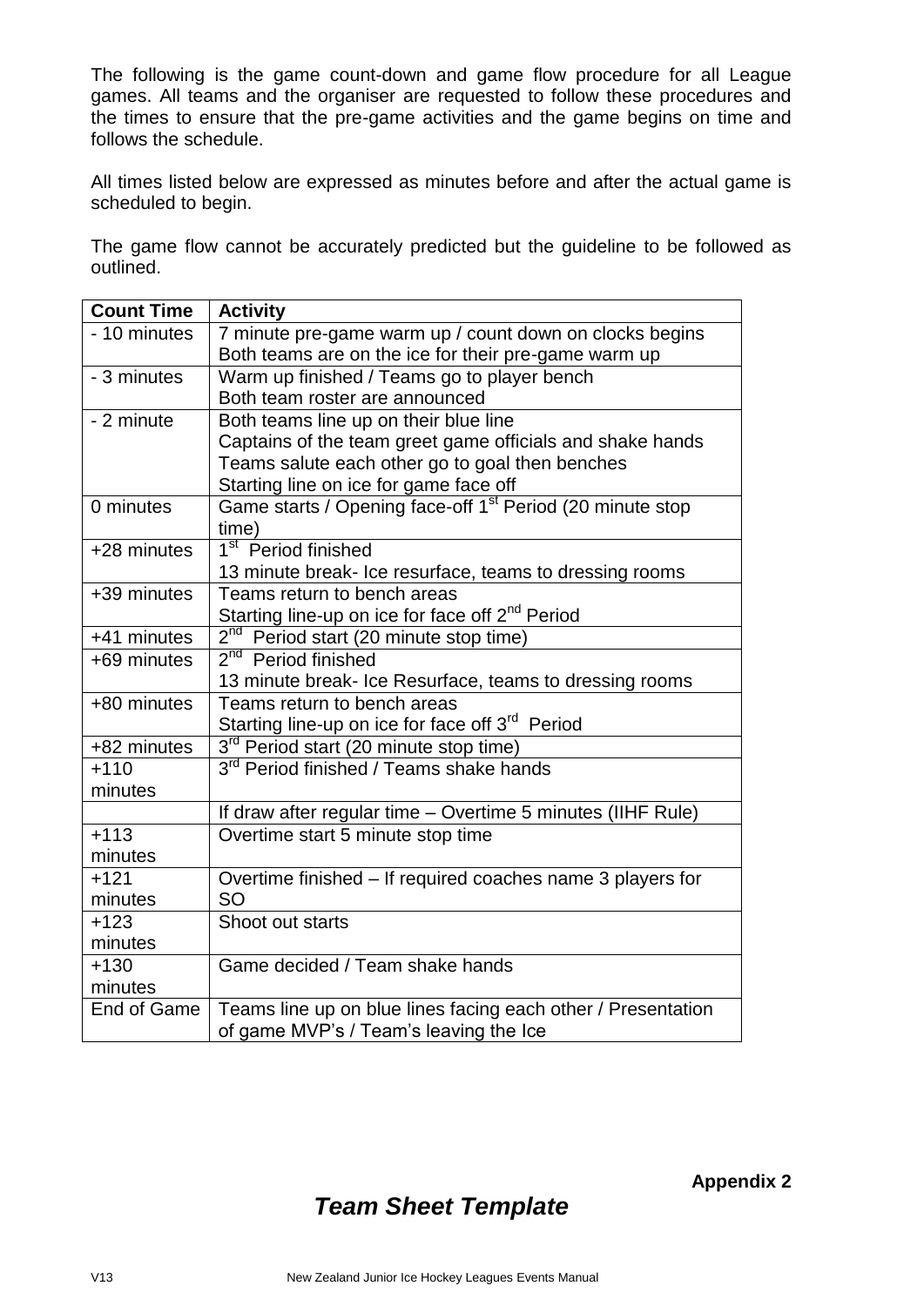The following is the game count-down and game flow procedure for all League games. All teams and the organiser are requested to follow these procedures and the times to ensure that the pre-game activities and the game begins on time and follows the schedule.

All times listed below are expressed as minutes before and after the actual game is scheduled to begin.

The game flow cannot be accurately predicted but the guideline to be followed as outlined.

| Count Time | Activity |
|---|---|
| - 10 minutes | 7 minute pre-game warm up / count down on clocks begins<br>Both teams are on the ice for their pre-game warm up |
| - 3 minutes | Warm up finished / Teams go to player bench<br>Both team roster are announced |
| - 2 minute | Both teams line up on their blue line<br>Captains of the team greet game officials and shake hands<br>Teams salute each other go to goal then benches<br>Starting line on ice for game face off |
| 0 minutes | Game starts / Opening face-off 1st Period (20 minute stop time) |
| +28 minutes | 1st Period finished<br>13 minute break- Ice resurface, teams to dressing rooms |
| +39 minutes | Teams return to bench areas<br>Starting line-up on ice for face off 2nd Period |
| +41 minutes | 2nd Period start (20 minute stop time) |
| +69 minutes | 2nd Period finished<br>13 minute break- Ice Resurface, teams to dressing rooms |
| +80 minutes | Teams return to bench areas<br>Starting line-up on ice for face off 3rd Period |
| +82 minutes | 3rd Period start (20 minute stop time) |
| +110 minutes | 3rd Period finished / Teams shake hands |
| | If draw after regular time – Overtime 5 minutes (IIHF Rule) |
| +113 minutes | Overtime start 5 minute stop time |
| +121 minutes | Overtime finished – If required coaches name 3 players for SO |
| +123 minutes | Shoot out starts |
| +130 minutes | Game decided / Team shake hands |
| End of Game | Teams line up on blue lines facing each other / Presentation of game MVP's / Team's leaving the Ice |

**Appendix 2**

## *Team Sheet Template*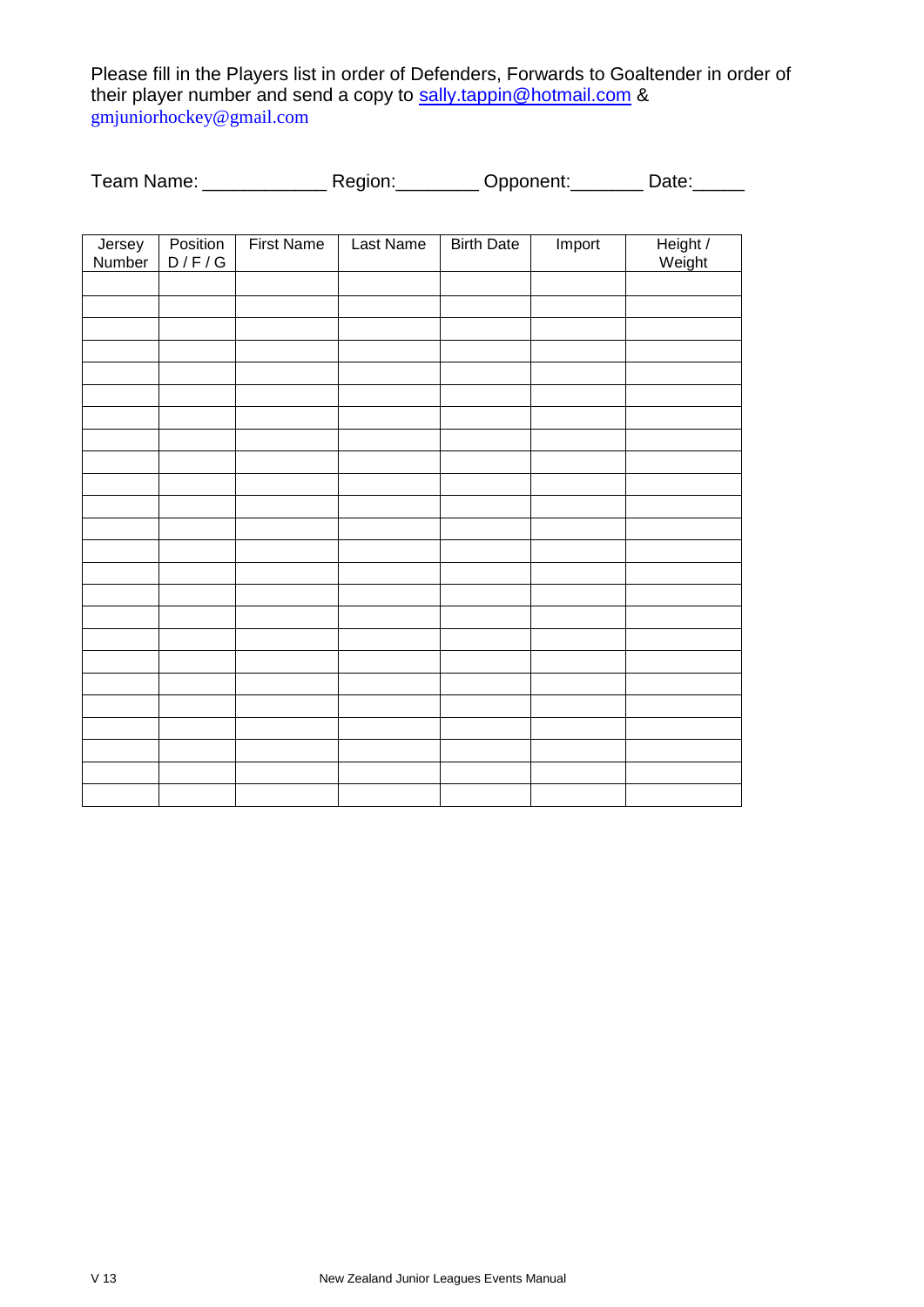Please fill in the Players list in order of Defenders, Forwards to Goaltender in order of their player number and send a copy to sally.tappin@hotmail.com & gmjuniorhockey@gmail.com

Team Name: ____________ Region:________ Opponent:_______ Date:_____

| Jersey Number | Position D / F / G | First Name | Last Name | Birth Date | Import | Height / Weight |
|---|---|---|---|---|---|---|
| | | | | | | |
| | | | | | | |
| | | | | | | |
| | | | | | | |
| | | | | | | |
| | | | | | | |
| | | | | | | |
| | | | | | | |
| | | | | | | |
| | | | | | | |
| | | | | | | |
| | | | | | | |
| | | | | | | |
| | | | | | | |
| | | | | | | |
| | | | | | | |
| | | | | | | |
| | | | | | | |
| | | | | | | |
| | | | | | | |
| | | | | | | |
| | | | | | | |
| | | | | | | |
| | | | | | | |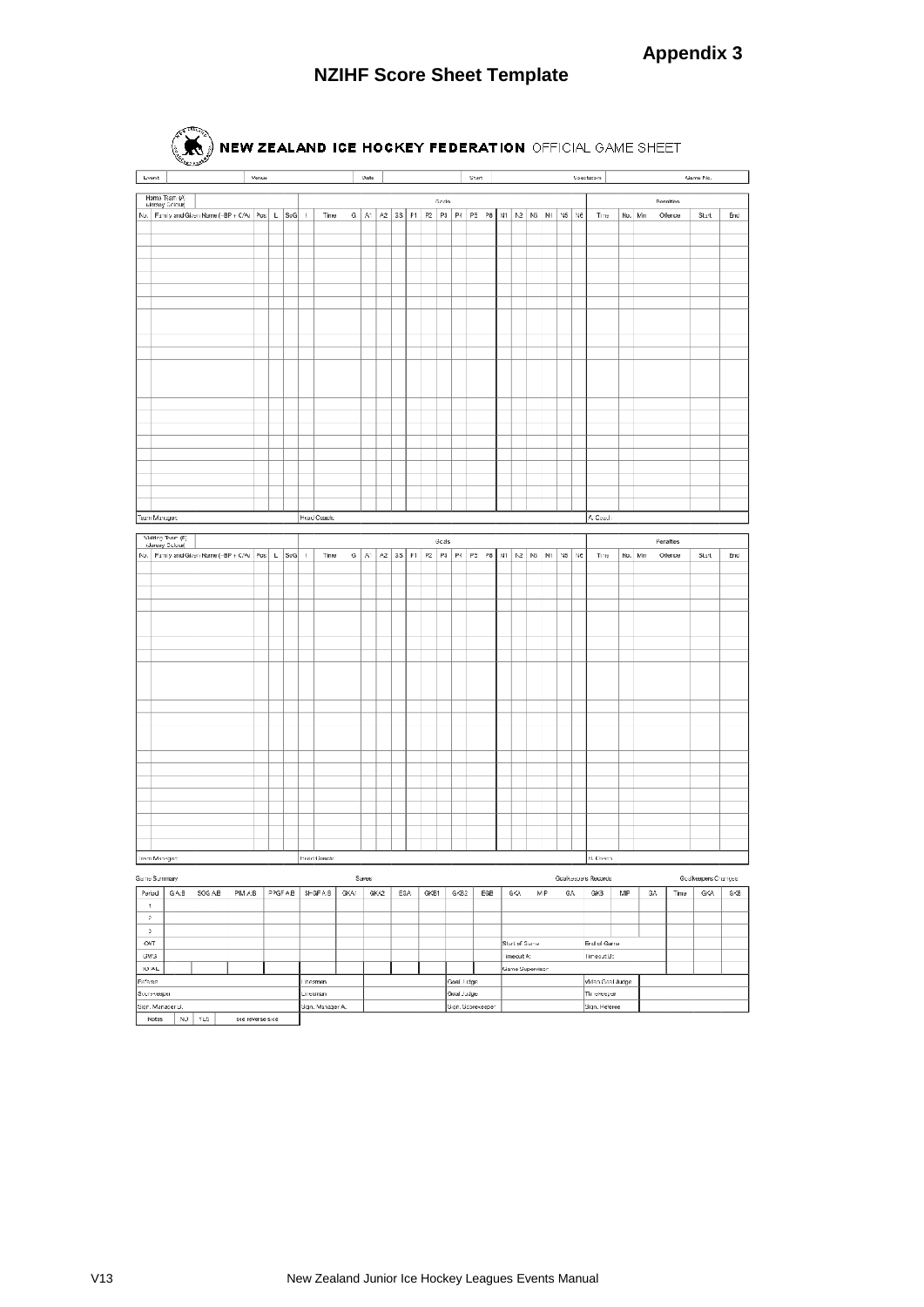**Appendix 3**

## NZIHF Score Sheet Template

### NEW ZEALAND ICE HOCKEY FEDERATION OFFICIAL GAME SHEET

| Event | | Venue | | Date | | Start | | Spectators | | Game No. | |
|---|---|---|---|---|---|---|---|---|---|---|---|

| Home Team (A) Jersey Colour | | | | | | Goals | | | | | | | | | | | | | | | | | | | | Penalties | | | | | |
|---|---|---|---|---|---|---|---|---|---|---|---|---|---|---|---|---|---|---|---|---|---|---|---|---|---|---|---|---|---|---|---|
| No. | Family and Given Name (+BP + C/A) | Pos | L | SoG | # | Time | G | A1 | A2 | SS | P1 | P2 | P3 | P4 | P5 | P6 | N1 | N2 | N3 | N4 | N5 | N6 | Time | No. | Min | Offence | Start | End | | | |
| Team Manager | | | | | Head Coach | | | | | | | | | | | | | | | | | | A. Coach | | | | | | | | |

| Visiting Team (B) Jersey Colour | | | | | | Goals | | | | | | | | | | | | | | | | | | | | Penalties | | | | | |
|---|---|---|---|---|---|---|---|---|---|---|---|---|---|---|---|---|---|---|---|---|---|---|---|---|---|---|---|---|---|---|---|
| No. | Family and Given Name (+BP + C/A) | Pos | L | SoG | # | Time | G | A1 | A2 | SS | P1 | P2 | P3 | P4 | P5 | P6 | N1 | N2 | N3 | N4 | N5 | N6 | Time | No. | Min | Offence | Start | End | | | |
| Team Manager | | | | | Head Coach | | | | | | | | | | | | | | | | | | B. Coach | | | | | | | | |

| Game Summary | | | | | Saves | | | | | | | Goalkeepers Records | | | | | | Goalkeepers Changes | | |
|---|---|---|---|---|---|---|---|---|---|---|---|---|---|---|---|---|---|---|---|---|
| Period | GA:B | SOG A:B | PIM A:B | PPGF A:B | SHGF A:B | GKA1 | GKA2 | ESA | GKB1 | GKB2 | ESB | GKA | MIP | GA | GKB | MIP | GA | Time | GKA | GKB |
| 1 | | | | | | | | | | | | | | | | | | | | |
| 2 | | | | | | | | | | | | | | | | | | | | |
| 3 | | | | | | | | | | | | | | | | | | | | |
| OVT | | | | | | | | | | | | Start of Game | | | End of Game | | | | | |
| GWS | | | | | | | | | | | | Timeout A: | | | Timeout B: | | | | | |
| TOTAL | | | | | | | | | | | | Game Supervisor | | | | | | | | |

| Referee | | Linesman | | Goal Judge | | Video Goal Judge | |
|---|---|---|---|---|---|---|---|
| Scorekeeper | | Linesman | | Goal Judge | | Timekeeper | |
| Sign. Manager B. | | Sign. Manager A. | | Sign. Scorekeeper | | Sign. Referee | |
| Notes | NO / YES | see reverse side | | | | | |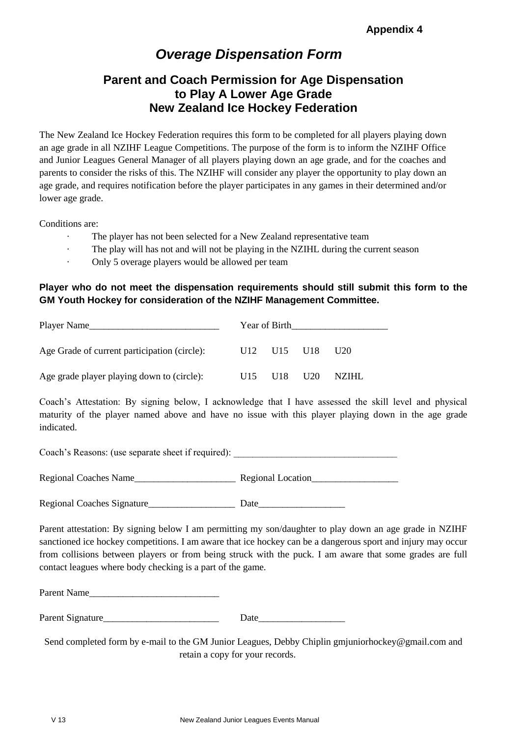**Appendix 4**

# *Overage Dispensation Form*

## Parent and Coach Permission for Age Dispensation to Play A Lower Age Grade New Zealand Ice Hockey Federation

The New Zealand Ice Hockey Federation requires this form to be completed for all players playing down an age grade in all NZIHF League Competitions. The purpose of the form is to inform the NZIHF Office and Junior Leagues General Manager of all players playing down an age grade, and for the coaches and parents to consider the risks of this. The NZIHF will consider any player the opportunity to play down an age grade, and requires notification before the player participates in any games in their determined and/or lower age grade.

Conditions are:

- The player has not been selected for a New Zealand representative team
- The play will has not and will not be playing in the NZIHL during the current season
- Only 5 overage players would be allowed per team

**Player who do not meet the dispensation requirements should still submit this form to the GM Youth Hockey for consideration of the NZIHF Management Committee.**

Player Name___________________________ Year of Birth____________________

Age Grade of current participation (circle): U12 U15 U18 U20

Age grade player playing down to (circle): U15 U18 U20 NZIHL

Coach's Attestation: By signing below, I acknowledge that I have assessed the skill level and physical maturity of the player named above and have no issue with this player playing down in the age grade indicated.

Coach's Reasons: (use separate sheet if required): __________________________________

Regional Coaches Name_____________________ Regional Location__________________

Regional Coaches Signature__________________ Date__________________

Parent attestation: By signing below I am permitting my son/daughter to play down an age grade in NZIHF sanctioned ice hockey competitions. I am aware that ice hockey can be a dangerous sport and injury may occur from collisions between players or from being struck with the puck. I am aware that some grades are full contact leagues where body checking is a part of the game.

Parent Name___________________________

Parent Signature________________________ Date__________________

Send completed form by e-mail to the GM Junior Leagues, Debby Chiplin gmjuniorhockey@gmail.com and retain a copy for your records.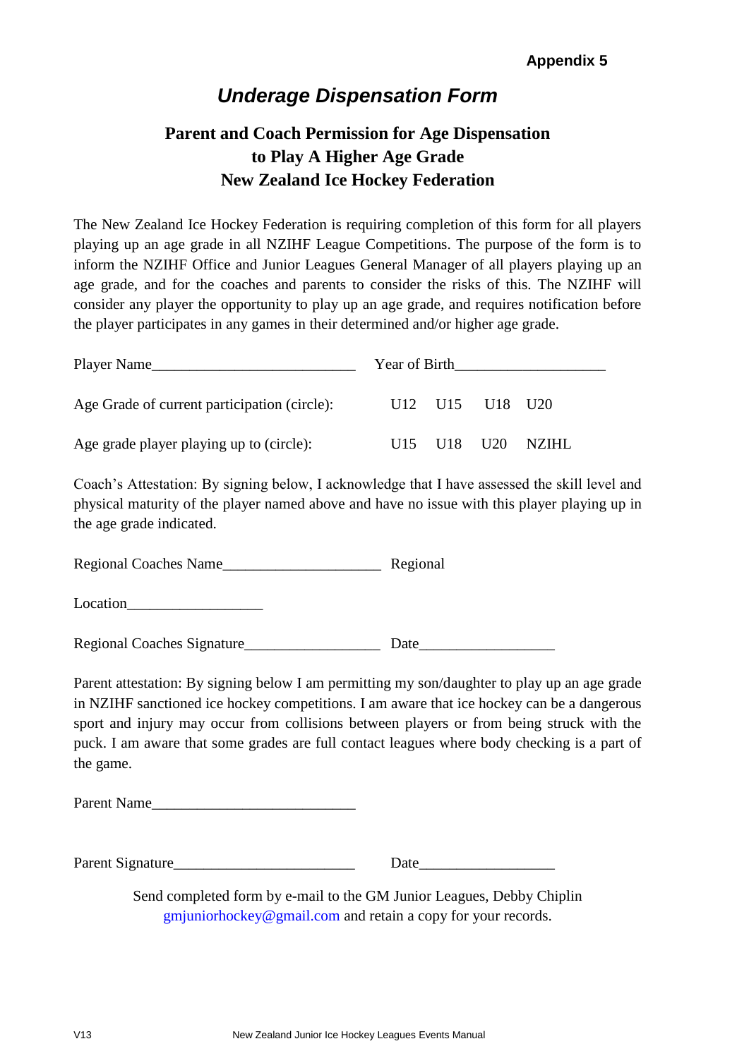**Appendix 5**

# *Underage Dispensation Form*

## Parent and Coach Permission for Age Dispensation to Play A Higher Age Grade New Zealand Ice Hockey Federation

The New Zealand Ice Hockey Federation is requiring completion of this form for all players playing up an age grade in all NZIHF League Competitions. The purpose of the form is to inform the NZIHF Office and Junior Leagues General Manager of all players playing up an age grade, and for the coaches and parents to consider the risks of this. The NZIHF will consider any player the opportunity to play up an age grade, and requires notification before the player participates in any games in their determined and/or higher age grade.

Player Name___________________________ Year of Birth___________________

Age Grade of current participation (circle): U12 U15 U18 U20

Age grade player playing up to (circle): U15 U18 U20 NZIHL

Coach's Attestation: By signing below, I acknowledge that I have assessed the skill level and physical maturity of the player named above and have no issue with this player playing up in the age grade indicated.

Regional Coaches Name_____________________ Regional

Location__________________

Regional Coaches Signature__________________ Date__________________

Parent attestation: By signing below I am permitting my son/daughter to play up an age grade in NZIHF sanctioned ice hockey competitions. I am aware that ice hockey can be a dangerous sport and injury may occur from collisions between players or from being struck with the puck. I am aware that some grades are full contact leagues where body checking is a part of the game.

Parent Name___________________________

Parent Signature________________________ Date__________________

Send completed form by e-mail to the GM Junior Leagues, Debby Chiplin gmjuniorhockey@gmail.com and retain a copy for your records.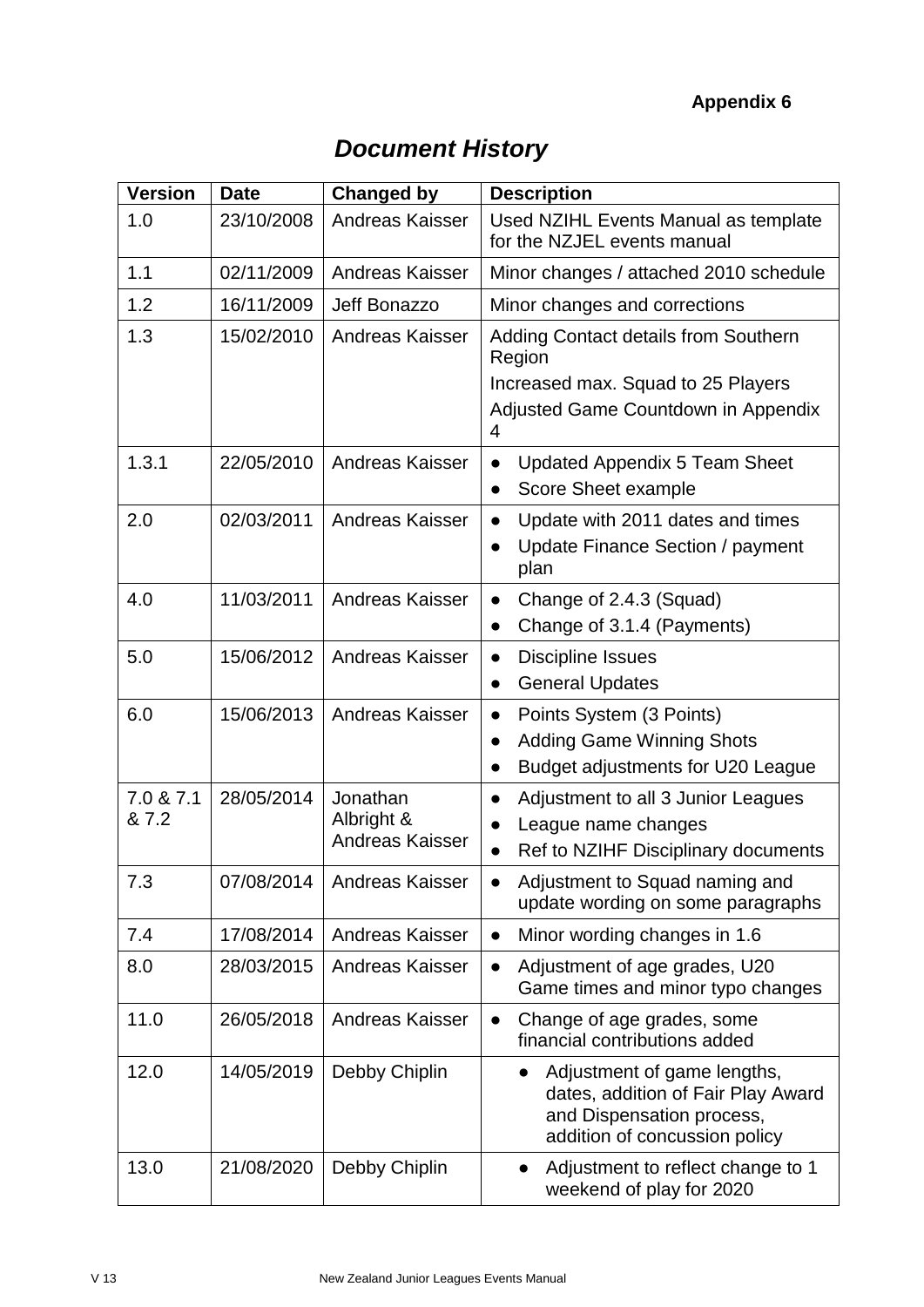**Appendix 6**

# *Document History*

| Version | Date | Changed by | Description |
|---|---|---|---|
| 1.0 | 23/10/2008 | Andreas Kaisser | Used NZIHL Events Manual as template for the NZJEL events manual |
| 1.1 | 02/11/2009 | Andreas Kaisser | Minor changes / attached 2010 schedule |
| 1.2 | 16/11/2009 | Jeff Bonazzo | Minor changes and corrections |
| 1.3 | 15/02/2010 | Andreas Kaisser | Adding Contact details from Southern Region<br>Increased max. Squad to 25 Players<br>Adjusted Game Countdown in Appendix 4 |
| 1.3.1 | 22/05/2010 | Andreas Kaisser | ● Updated Appendix 5 Team Sheet<br>● Score Sheet example |
| 2.0 | 02/03/2011 | Andreas Kaisser | ● Update with 2011 dates and times<br>● Update Finance Section / payment plan |
| 4.0 | 11/03/2011 | Andreas Kaisser | ● Change of 2.4.3 (Squad)<br>● Change of 3.1.4 (Payments) |
| 5.0 | 15/06/2012 | Andreas Kaisser | ● Discipline Issues<br>● General Updates |
| 6.0 | 15/06/2013 | Andreas Kaisser | ● Points System (3 Points)<br>● Adding Game Winning Shots<br>● Budget adjustments for U20 League |
| 7.0 & 7.1 & 7.2 | 28/05/2014 | Jonathan Albright & Andreas Kaisser | ● Adjustment to all 3 Junior Leagues<br>● League name changes<br>● Ref to NZIHF Disciplinary documents |
| 7.3 | 07/08/2014 | Andreas Kaisser | ● Adjustment to Squad naming and update wording on some paragraphs |
| 7.4 | 17/08/2014 | Andreas Kaisser | ● Minor wording changes in 1.6 |
| 8.0 | 28/03/2015 | Andreas Kaisser | ● Adjustment of age grades, U20 Game times and minor typo changes |
| 11.0 | 26/05/2018 | Andreas Kaisser | ● Change of age grades, some financial contributions added |
| 12.0 | 14/05/2019 | Debby Chiplin | ● Adjustment of game lengths, dates, addition of Fair Play Award and Dispensation process, addition of concussion policy |
| 13.0 | 21/08/2020 | Debby Chiplin | ● Adjustment to reflect change to 1 weekend of play for 2020 |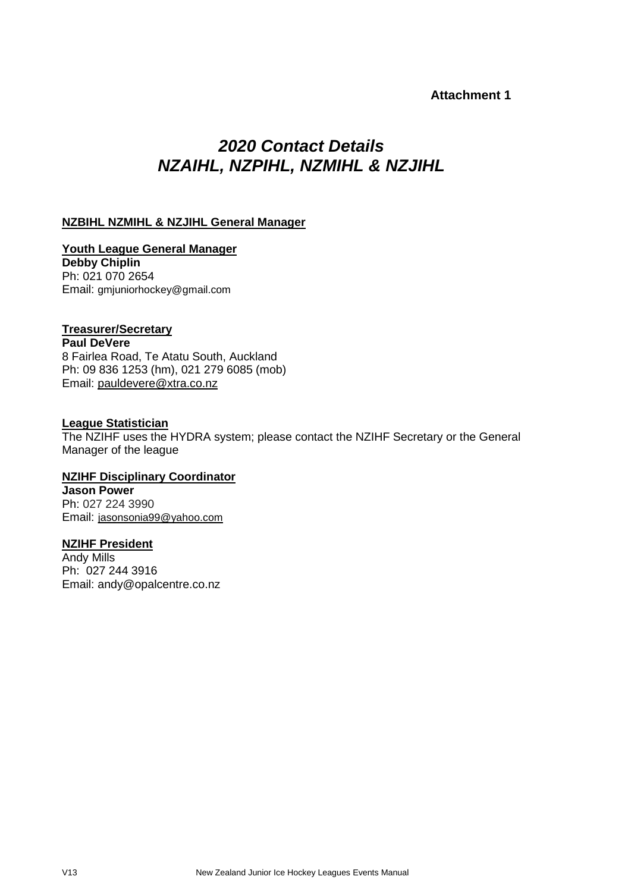**Attachment 1**

# *2020 Contact Details NZAIHL, NZPIHL, NZMIHL & NZJIHL*

**NZBIHL NZMIHL & NZJIHL General Manager**

**Youth League General Manager**
**Debby Chiplin**
Ph: 021 070 2654
Email: gmjuniorhockey@gmail.com

**Treasurer/Secretary**
**Paul DeVere**
8 Fairlea Road, Te Atatu South, Auckland
Ph: 09 836 1253 (hm), 021 279 6085 (mob)
Email: pauldevere@xtra.co.nz

**League Statistician**
The NZIHF uses the HYDRA system; please contact the NZIHF Secretary or the General Manager of the league

**NZIHF Disciplinary Coordinator**
**Jason Power**
Ph: 027 224 3990
Email: jasonsonia99@yahoo.com

**NZIHF President**
Andy Mills
Ph: 027 244 3916
Email: andy@opalcentre.co.nz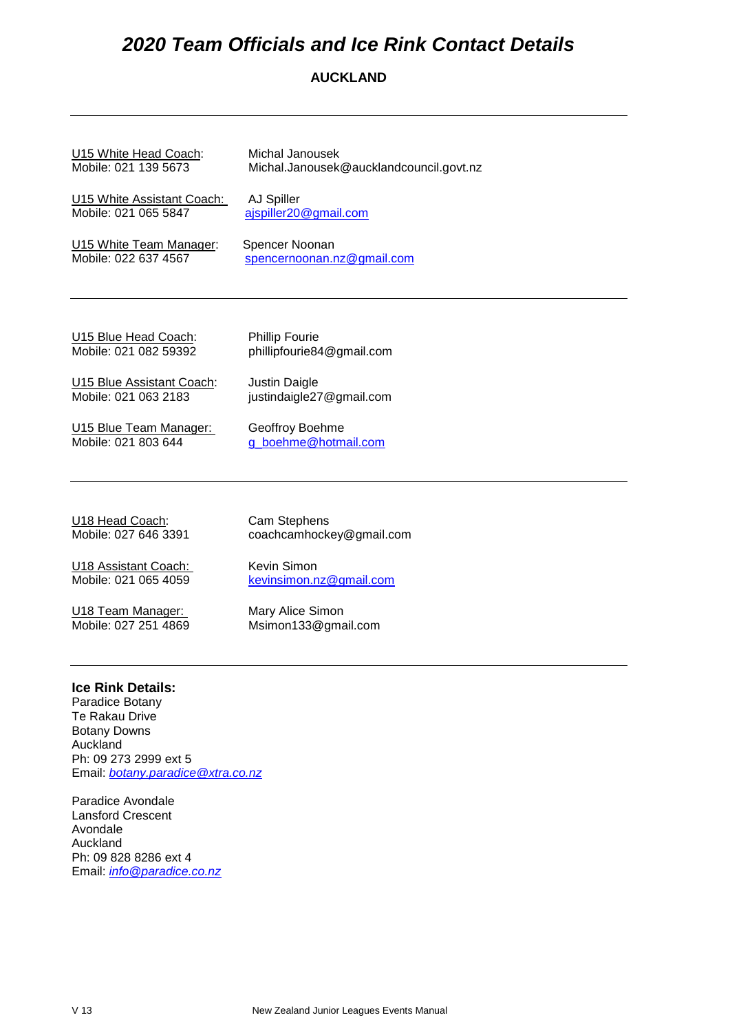# *2020 Team Officials and Ice Rink Contact Details*

## AUCKLAND

---

U15 White Head Coach: Michal Janousek
Mobile: 021 139 5673 Michal.Janousek@aucklandcouncil.govt.nz

U15 White Assistant Coach: AJ Spiller
Mobile: 021 065 5847 ajspiller20@gmail.com

U15 White Team Manager: Spencer Noonan
Mobile: 022 637 4567 spencernoonan.nz@gmail.com

---

U15 Blue Head Coach: Phillip Fourie
Mobile: 021 082 59392 phillipfourie84@gmail.com

U15 Blue Assistant Coach: Justin Daigle
Mobile: 021 063 2183 justindaigle27@gmail.com

U15 Blue Team Manager: Geoffroy Boehme
Mobile: 021 803 644 g_boehme@hotmail.com

---

U18 Head Coach: Cam Stephens
Mobile: 027 646 3391 coachcamhockey@gmail.com

U18 Assistant Coach: Kevin Simon
Mobile: 021 065 4059 kevinsimon.nz@gmail.com

U18 Team Manager: Mary Alice Simon
Mobile: 027 251 4869 Msimon133@gmail.com

---

**Ice Rink Details:**
Paradice Botany
Te Rakau Drive
Botany Downs
Auckland
Ph: 09 273 2999 ext 5
Email: *botany.paradice@xtra.co.nz*

Paradice Avondale
Lansford Crescent
Avondale
Auckland
Ph: 09 828 8286 ext 4
Email: *info@paradice.co.nz*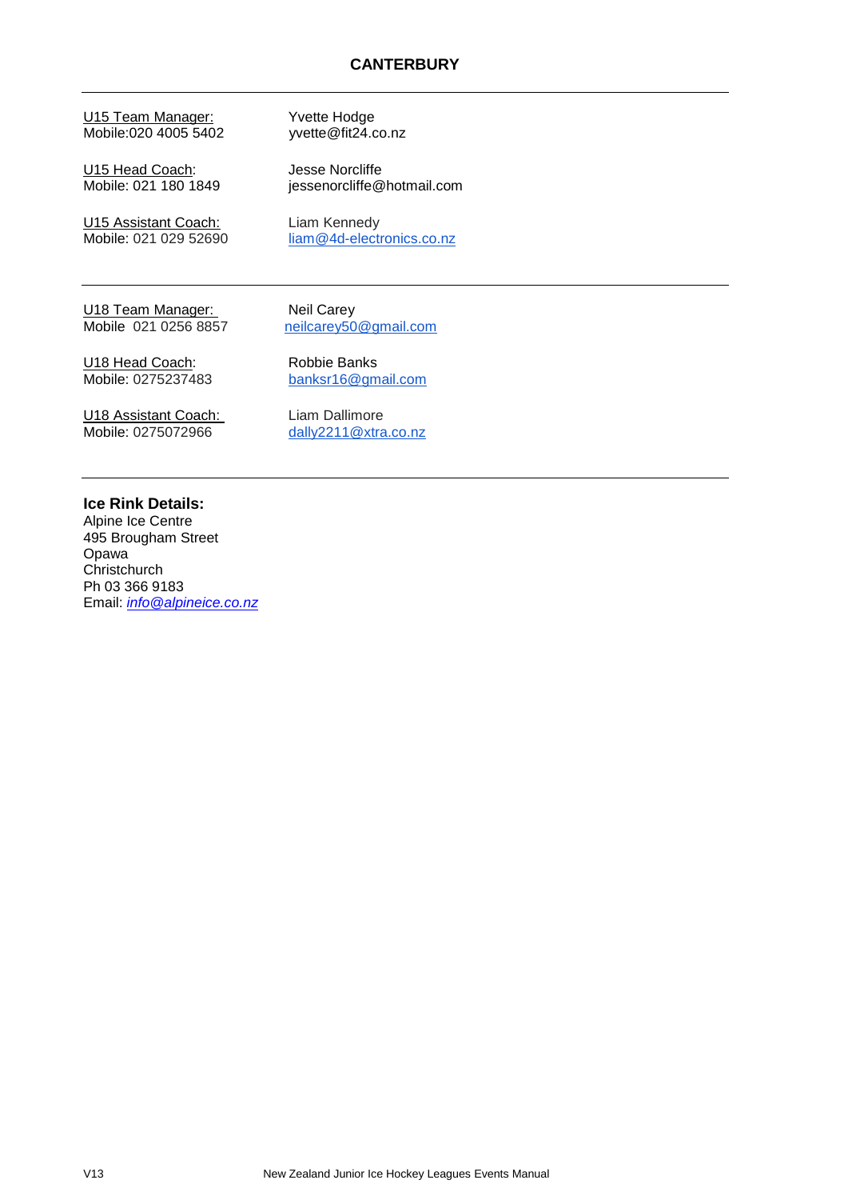## CANTERBURY

---

U15 Team Manager: Yvette Hodge
Mobile:020 4005 5402 yvette@fit24.co.nz

U15 Head Coach: Jesse Norcliffe
Mobile: 021 180 1849 jessenorcliffe@hotmail.com

U15 Assistant Coach: Liam Kennedy
Mobile: 021 029 52690 liam@4d-electronics.co.nz

---

U18 Team Manager: Neil Carey
Mobile 021 0256 8857 neilcarey50@gmail.com

U18 Head Coach: Robbie Banks
Mobile: 0275237483 banksr16@gmail.com

U18 Assistant Coach: Liam Dallimore
Mobile: 0275072966 dally2211@xtra.co.nz

---

**Ice Rink Details:**
Alpine Ice Centre
495 Brougham Street
Opawa
Christchurch
Ph 03 366 9183
Email: *info@alpineice.co.nz*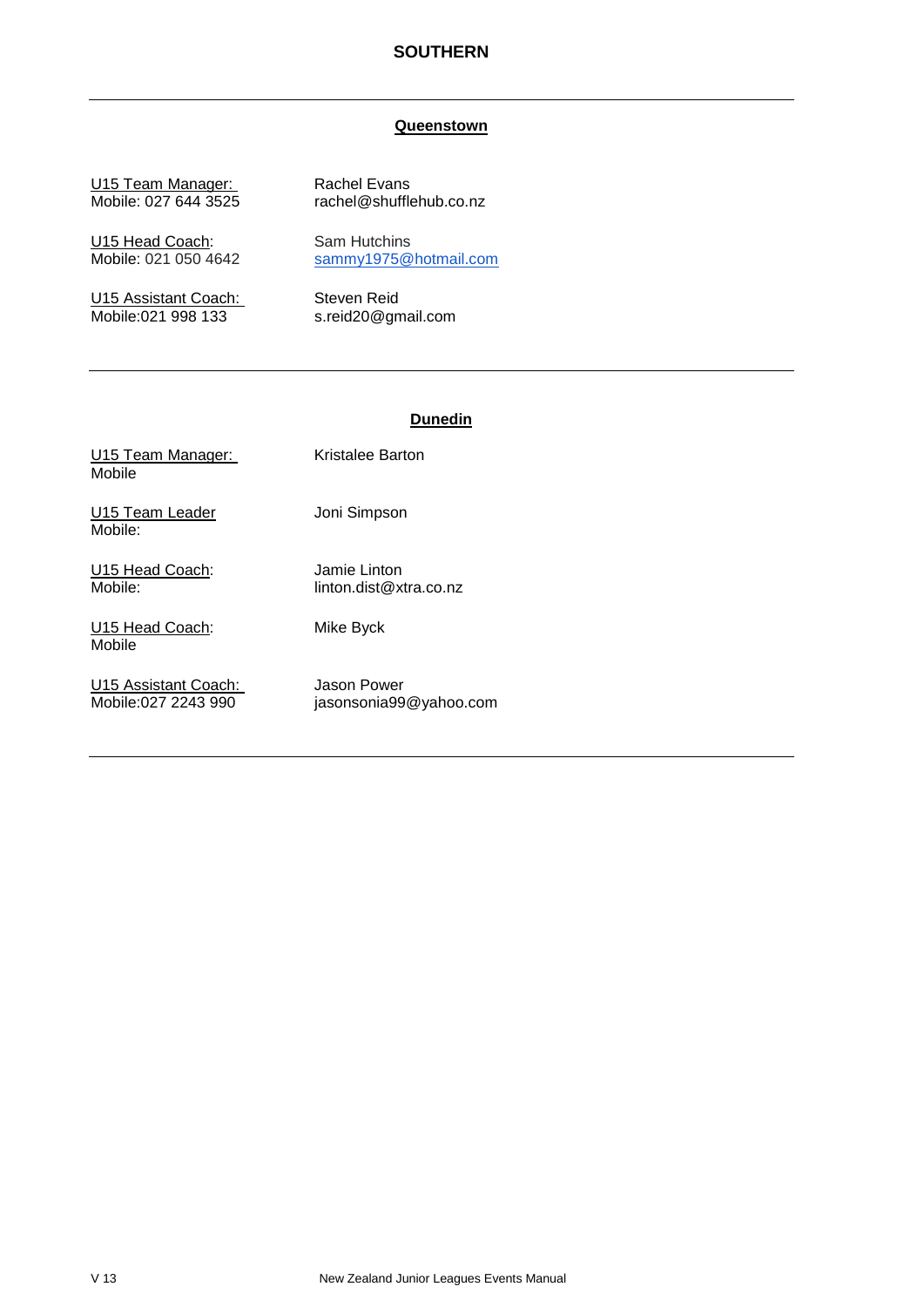# SOUTHERN

---

## Queenstown

U15 Team Manager:
Mobile: 027 644 3525

Rachel Evans
rachel@shufflehub.co.nz

U15 Head Coach:
Mobile: 021 050 4642

Sam Hutchins
sammy1975@hotmail.com

U15 Assistant Coach:
Mobile:021 998 133

Steven Reid
s.reid20@gmail.com

---

## Dunedin

U15 Team Manager:
Mobile

Kristalee Barton

U15 Team Leader
Mobile:

Joni Simpson

U15 Head Coach:
Mobile:

Jamie Linton
linton.dist@xtra.co.nz

U15 Head Coach:
Mobile

Mike Byck

U15 Assistant Coach:
Mobile:027 2243 990

Jason Power
jasonsonia99@yahoo.com

---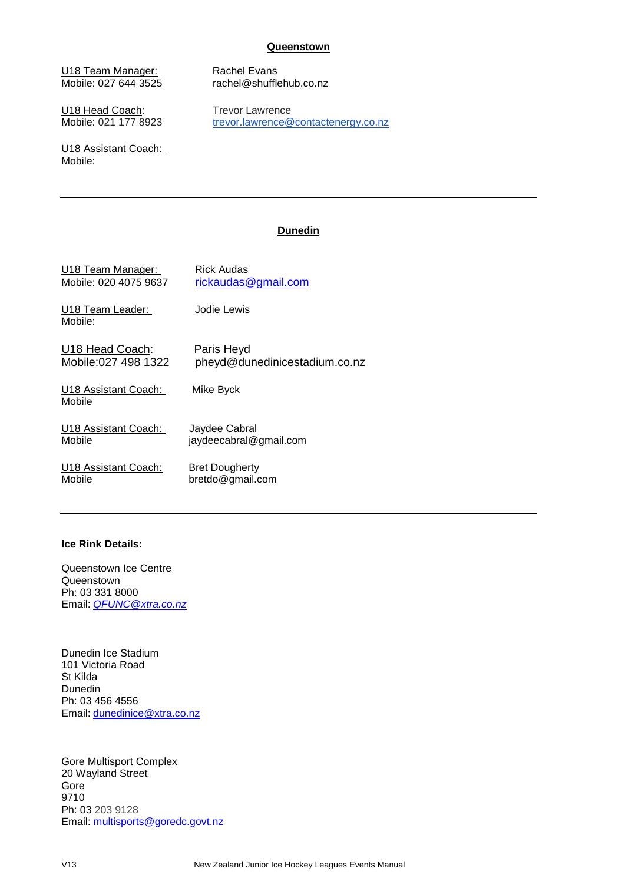## Queenstown

U18 Team Manager: Rachel Evans
Mobile: 027 644 3525 rachel@shufflehub.co.nz

U18 Head Coach: Trevor Lawrence
Mobile: 021 177 8923 trevor.lawrence@contactenergy.co.nz

U18 Assistant Coach:
Mobile:

---

## Dunedin

U18 Team Manager: Rick Audas
Mobile: 020 4075 9637 rickaudas@gmail.com

U18 Team Leader: Jodie Lewis
Mobile:

U18 Head Coach: Paris Heyd
Mobile:027 498 1322 pheyd@dunedinicestadium.co.nz

U18 Assistant Coach: Mike Byck
Mobile

U18 Assistant Coach: Jaydee Cabral
Mobile jaydeecabral@gmail.com

U18 Assistant Coach: Bret Dougherty
Mobile bretdo@gmail.com

---

**Ice Rink Details:**

Queenstown Ice Centre
Queenstown
Ph: 03 331 8000
Email: *QFUNC@xtra.co.nz*

Dunedin Ice Stadium
101 Victoria Road
St Kilda
Dunedin
Ph: 03 456 4556
Email: dunedinice@xtra.co.nz

Gore Multisport Complex
20 Wayland Street
Gore
9710
Ph: 03 203 9128
Email: multisports@goredc.govt.nz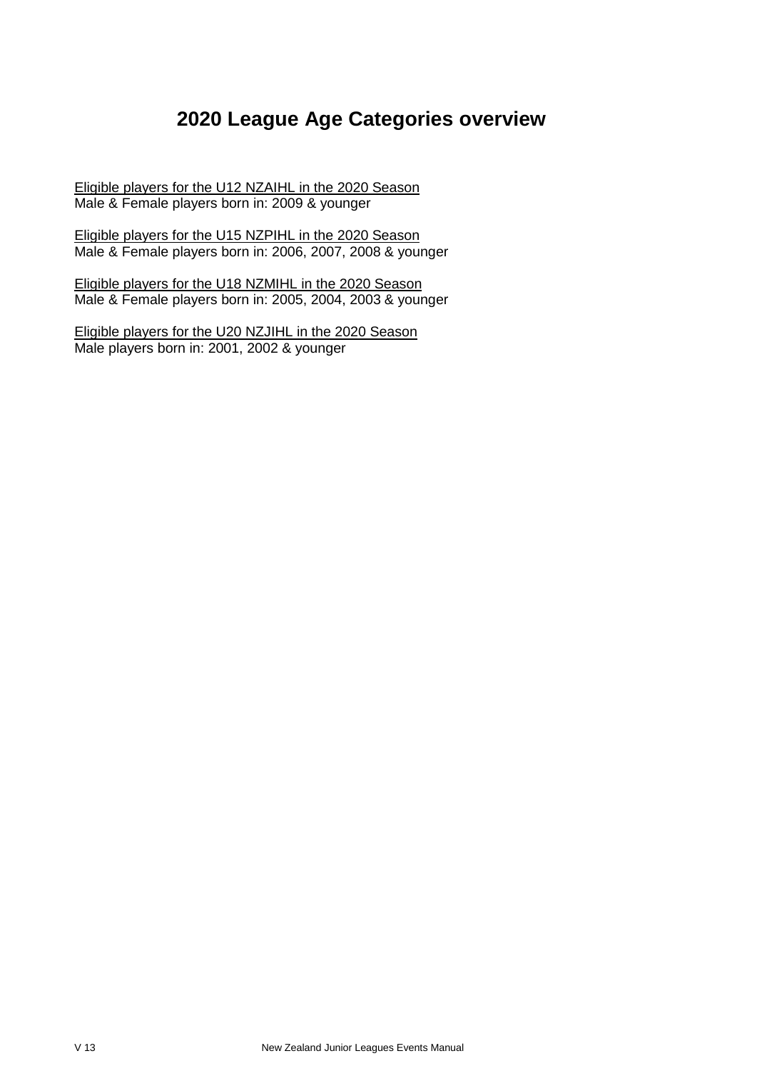# 2020 League Age Categories overview

Eligible players for the U12 NZAIHL in the 2020 Season
Male & Female players born in: 2009 & younger

Eligible players for the U15 NZPIHL in the 2020 Season
Male & Female players born in: 2006, 2007, 2008 & younger

Eligible players for the U18 NZMIHL in the 2020 Season
Male & Female players born in: 2005, 2004, 2003 & younger

Eligible players for the U20 NZJIHL in the 2020 Season
Male players born in: 2001, 2002 & younger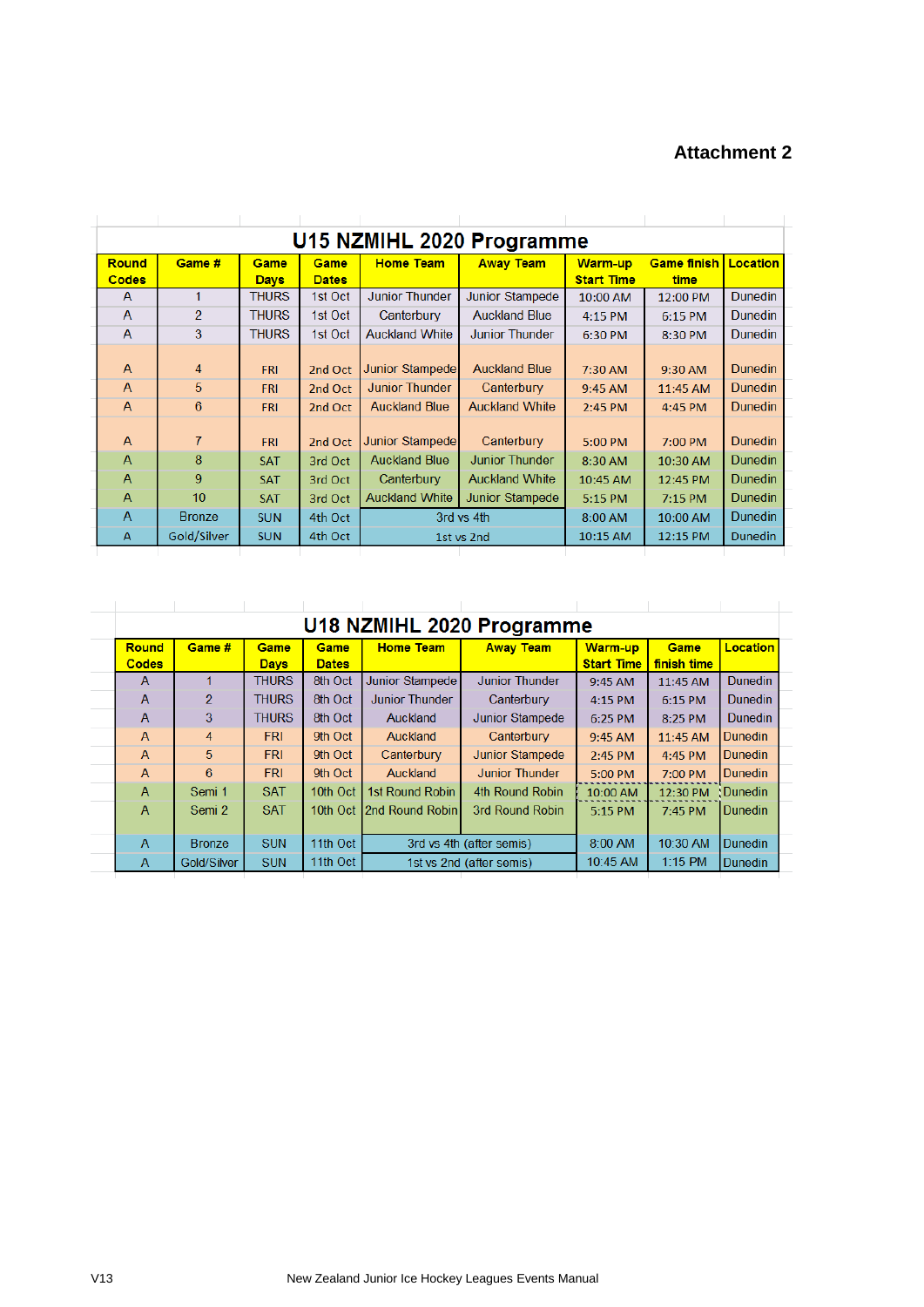**Attachment 2**

| U15 NZMIHL 2020 Programme | | | | | | | | |
|---|---|---|---|---|---|---|---|---|
| **Round Codes** | **Game #** | **Game Days** | **Game Dates** | **Home Team** | **Away Team** | **Warm-up Start Time** | **Game finish time** | **Location** |
| A | 1 | THURS | 1st Oct | Junior Thunder | Junior Stampede | 10:00 AM | 12:00 PM | Dunedin |
| A | 2 | THURS | 1st Oct | Canterbury | Auckland Blue | 4:15 PM | 6:15 PM | Dunedin |
| A | 3 | THURS | 1st Oct | Auckland White | Junior Thunder | 6:30 PM | 8:30 PM | Dunedin |
| A | 4 | FRI | 2nd Oct | Junior Stampede | Auckland Blue | 7:30 AM | 9:30 AM | Dunedin |
| A | 5 | FRI | 2nd Oct | Junior Thunder | Canterbury | 9:45 AM | 11:45 AM | Dunedin |
| A | 6 | FRI | 2nd Oct | Auckland Blue | Auckland White | 2:45 PM | 4:45 PM | Dunedin |
| A | 7 | FRI | 2nd Oct | Junior Stampede | Canterbury | 5:00 PM | 7:00 PM | Dunedin |
| A | 8 | SAT | 3rd Oct | Auckland Blue | Junior Thunder | 8:30 AM | 10:30 AM | Dunedin |
| A | 9 | SAT | 3rd Oct | Canterbury | Auckland White | 10:45 AM | 12:45 PM | Dunedin |
| A | 10 | SAT | 3rd Oct | Auckland White | Junior Stampede | 5:15 PM | 7:15 PM | Dunedin |
| A | Bronze | SUN | 4th Oct | 3rd vs 4th | | 8:00 AM | 10:00 AM | Dunedin |
| A | Gold/Silver | SUN | 4th Oct | 1st vs 2nd | | 10:15 AM | 12:15 PM | Dunedin |

| U18 NZMIHL 2020 Programme | | | | | | | | |
|---|---|---|---|---|---|---|---|---|
| **Round Codes** | **Game #** | **Game Days** | **Game Dates** | **Home Team** | **Away Team** | **Warm-up Start Time** | **Game finish time** | **Location** |
| A | 1 | THURS | 8th Oct | Junior Stampede | Junior Thunder | 9:45 AM | 11:45 AM | Dunedin |
| A | 2 | THURS | 8th Oct | Junior Thunder | Canterbury | 4:15 PM | 6:15 PM | Dunedin |
| A | 3 | THURS | 8th Oct | Auckland | Junior Stampede | 6:25 PM | 8:25 PM | Dunedin |
| A | 4 | FRI | 9th Oct | Auckland | Canterbury | 9:45 AM | 11:45 AM | Dunedin |
| A | 5 | FRI | 9th Oct | Canterbury | Junior Stampede | 2:45 PM | 4:45 PM | Dunedin |
| A | 6 | FRI | 9th Oct | Auckland | Junior Thunder | 5:00 PM | 7:00 PM | Dunedin |
| A | Semi 1 | SAT | 10th Oct | 1st Round Robin | 4th Round Robin | 10:00 AM | 12:30 PM | Dunedin |
| A | Semi 2 | SAT | 10th Oct | 2nd Round Robin | 3rd Round Robin | 5:15 PM | 7:45 PM | Dunedin |
| A | Bronze | SUN | 11th Oct | 3rd vs 4th (after semis) | | 8:00 AM | 10:30 AM | Dunedin |
| A | Gold/Silver | SUN | 11th Oct | 1st vs 2nd (after semis) | | 10:45 AM | 1:15 PM | Dunedin |